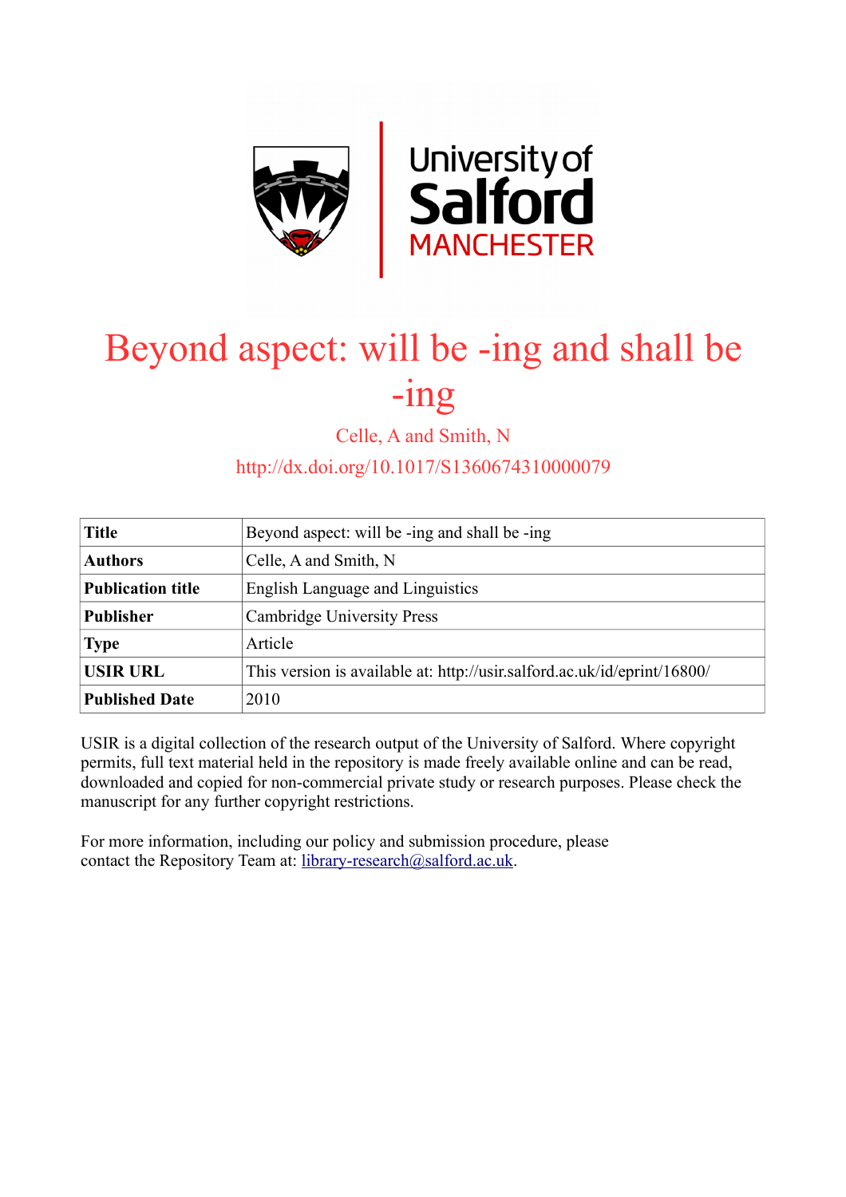# Beyond aspect: will be -ing and shall be -ing

Celle, A and Smith, N

http://dx.doi.org/10.1017/S1360674310000079

| | |
|---|---|
| **Title** | Beyond aspect: will be -ing and shall be -ing |
| **Authors** | Celle, A and Smith, N |
| **Publication title** | English Language and Linguistics |
| **Publisher** | Cambridge University Press |
| **Type** | Article |
| **USIR URL** | This version is available at: http://usir.salford.ac.uk/id/eprint/16800/ |
| **Published Date** | 2010 |

USIR is a digital collection of the research output of the University of Salford. Where copyright permits, full text material held in the repository is made freely available online and can be read, downloaded and copied for non-commercial private study or research purposes. Please check the manuscript for any further copyright restrictions.

For more information, including our policy and submission procedure, please contact the Repository Team at: library-research@salford.ac.uk.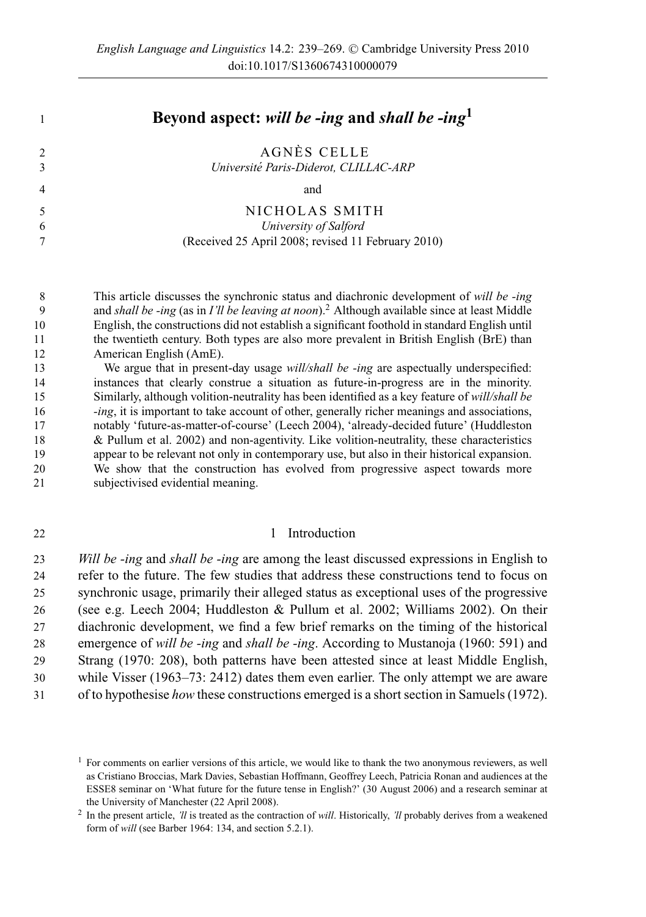English Language and Linguistics 14.2: 239–269. © Cambridge University Press 2010
doi:10.1017/S1360674310000079

# Beyond aspect: *will be -ing* and *shall be -ing*[1]

AGNÈS CELLE
*Université Paris-Diderot, CLILLAC-ARP*

and

NICHOLAS SMITH
*University of Salford*

(Received 25 April 2008; revised 11 February 2010)

This article discusses the synchronic status and diachronic development of *will be -ing* and *shall be -ing* (as in *I'll be leaving at noon*).[2] Although available since at least Middle English, the constructions did not establish a significant foothold in standard English until the twentieth century. Both types are also more prevalent in British English (BrE) than American English (AmE).

We argue that in present-day usage *will/shall be -ing* are aspectually underspecified: instances that clearly construe a situation as future-in-progress are in the minority. Similarly, although volition-neutrality has been identified as a key feature of *will/shall be -ing*, it is important to take account of other, generally richer meanings and associations, notably 'future-as-matter-of-course' (Leech 2004), 'already-decided future' (Huddleston & Pullum et al. 2002) and non-agentivity. Like volition-neutrality, these characteristics appear to be relevant not only in contemporary use, but also in their historical expansion. We show that the construction has evolved from progressive aspect towards more subjectivised evidential meaning.

## 1 Introduction

*Will be -ing* and *shall be -ing* are among the least discussed expressions in English to refer to the future. The few studies that address these constructions tend to focus on synchronic usage, primarily their alleged status as exceptional uses of the progressive (see e.g. Leech 2004; Huddleston & Pullum et al. 2002; Williams 2002). On their diachronic development, we find a few brief remarks on the timing of the historical emergence of *will be -ing* and *shall be -ing*. According to Mustanoja (1960: 591) and Strang (1970: 208), both patterns have been attested since at least Middle English, while Visser (1963–73: 2412) dates them even earlier. The only attempt we are aware of to hypothesise *how* these constructions emerged is a short section in Samuels (1972).

[1] For comments on earlier versions of this article, we would like to thank the two anonymous reviewers, as well as Cristiano Broccias, Mark Davies, Sebastian Hoffmann, Geoffrey Leech, Patricia Ronan and audiences at the ESSE8 seminar on 'What future for the future tense in English?' (30 August 2006) and a research seminar at the University of Manchester (22 April 2008).

[2] In the present article, *'ll* is treated as the contraction of *will*. Historically, *'ll* probably derives from a weakened form of *will* (see Barber 1964: 134, and section 5.2.1).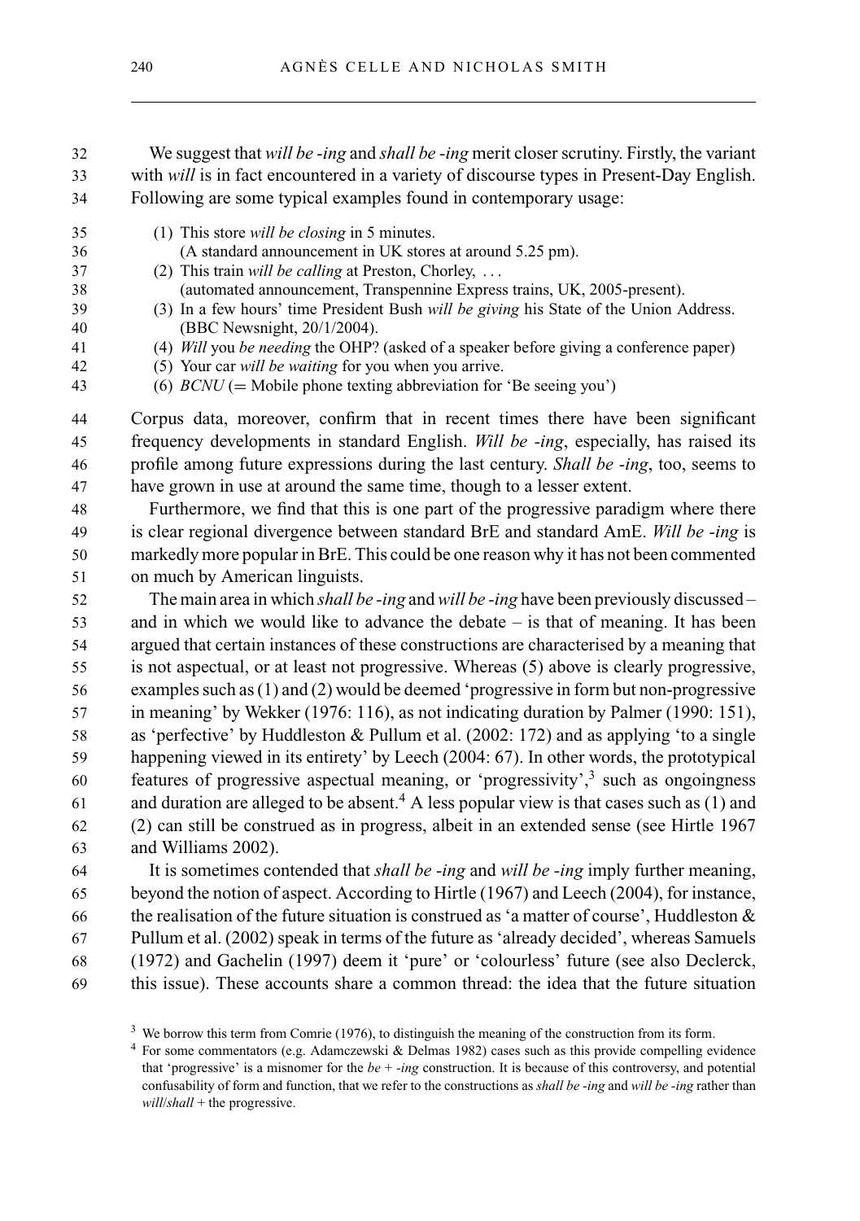We suggest that *will be -ing* and *shall be -ing* merit closer scrutiny. Firstly, the variant with *will* is in fact encountered in a variety of discourse types in Present-Day English. Following are some typical examples found in contemporary usage:

(1) This store *will be closing* in 5 minutes.
(A standard announcement in UK stores at around 5.25 pm).

(2) This train *will be calling* at Preston, Chorley, ...
(automated announcement, Transpennine Express trains, UK, 2005-present).

(3) In a few hours' time President Bush *will be giving* his State of the Union Address. (BBC Newsnight, 20/1/2004).

(4) *Will* you *be needing* the OHP? (asked of a speaker before giving a conference paper)

(5) Your car *will be waiting* for you when you arrive.

(6) *BCNU* (= Mobile phone texting abbreviation for 'Be seeing you')

Corpus data, moreover, confirm that in recent times there have been significant frequency developments in standard English. *Will be -ing*, especially, has raised its profile among future expressions during the last century. *Shall be -ing*, too, seems to have grown in use at around the same time, though to a lesser extent.

Furthermore, we find that this is one part of the progressive paradigm where there is clear regional divergence between standard BrE and standard AmE. *Will be -ing* is markedly more popular in BrE. This could be one reason why it has not been commented on much by American linguists.

The main area in which *shall be -ing* and *will be -ing* have been previously discussed – and in which we would like to advance the debate – is that of meaning. It has been argued that certain instances of these constructions are characterised by a meaning that is not aspectual, or at least not progressive. Whereas (5) above is clearly progressive, examples such as (1) and (2) would be deemed 'progressive in form but non-progressive in meaning' by Wekker (1976: 116), as not indicating duration by Palmer (1990: 151), as 'perfective' by Huddleston & Pullum et al. (2002: 172) and as applying 'to a single happening viewed in its entirety' by Leech (2004: 67). In other words, the prototypical features of progressive aspectual meaning, or 'progressivity',[3] such as ongoingness and duration are alleged to be absent.[4] A less popular view is that cases such as (1) and (2) can still be construed as in progress, albeit in an extended sense (see Hirtle 1967 and Williams 2002).

It is sometimes contended that *shall be -ing* and *will be -ing* imply further meaning, beyond the notion of aspect. According to Hirtle (1967) and Leech (2004), for instance, the realisation of the future situation is construed as 'a matter of course', Huddleston & Pullum et al. (2002) speak in terms of the future as 'already decided', whereas Samuels (1972) and Gachelin (1997) deem it 'pure' or 'colourless' future (see also Declerck, this issue). These accounts share a common thread: the idea that the future situation

[3] We borrow this term from Comrie (1976), to distinguish the meaning of the construction from its form.

[4] For some commentators (e.g. Adamczewski & Delmas 1982) cases such as this provide compelling evidence that 'progressive' is a misnomer for the *be* + *-ing* construction. It is because of this controversy, and potential confusability of form and function, that we refer to the constructions as *shall be -ing* and *will be -ing* rather than *will*/*shall* + the progressive.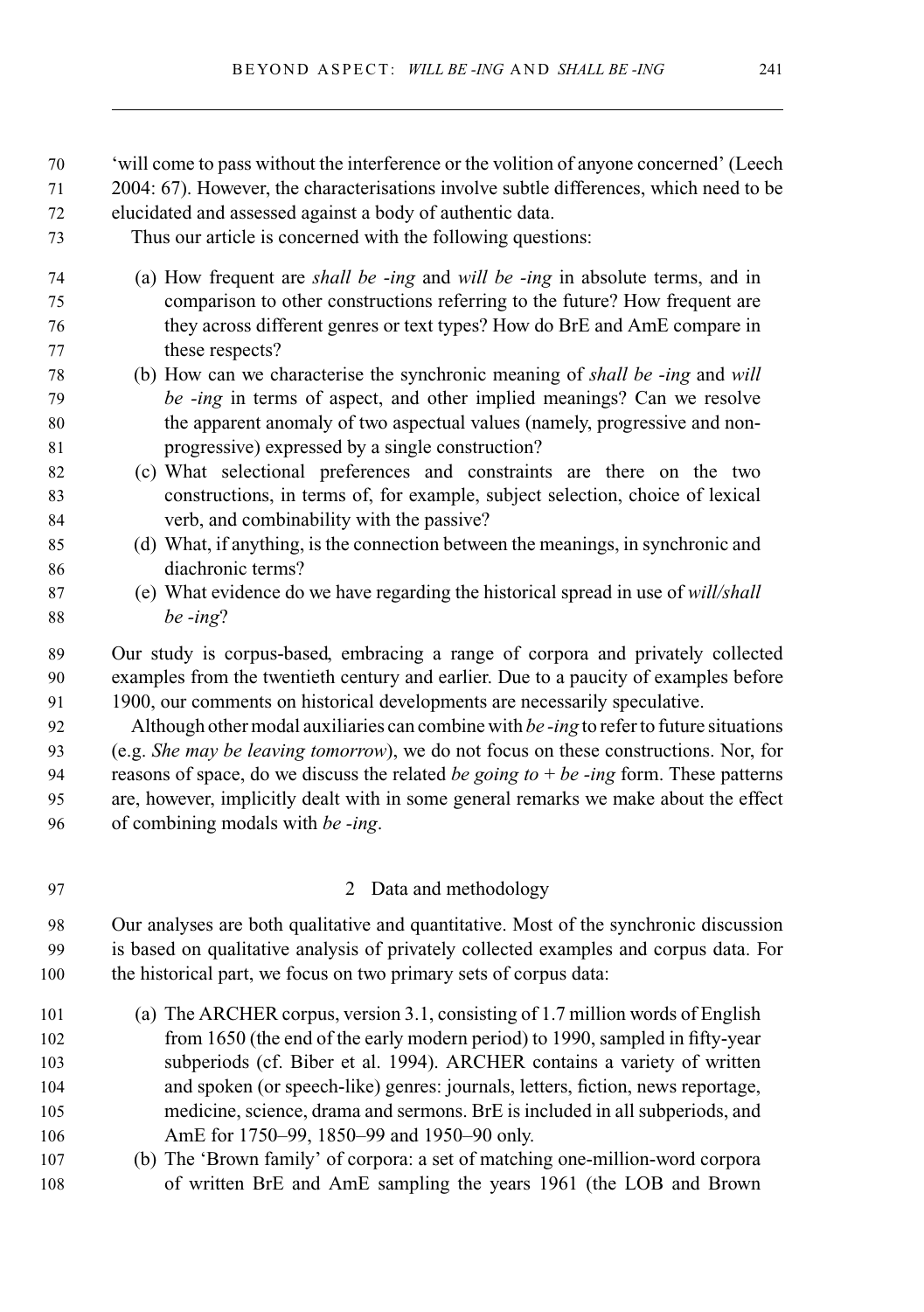'will come to pass without the interference or the volition of anyone concerned' (Leech 2004: 67). However, the characterisations involve subtle differences, which need to be elucidated and assessed against a body of authentic data.

Thus our article is concerned with the following questions:

(a) How frequent are *shall be -ing* and *will be -ing* in absolute terms, and in comparison to other constructions referring to the future? How frequent are they across different genres or text types? How do BrE and AmE compare in these respects?
(b) How can we characterise the synchronic meaning of *shall be -ing* and *will be -ing* in terms of aspect, and other implied meanings? Can we resolve the apparent anomaly of two aspectual values (namely, progressive and non-progressive) expressed by a single construction?
(c) What selectional preferences and constraints are there on the two constructions, in terms of, for example, subject selection, choice of lexical verb, and combinability with the passive?
(d) What, if anything, is the connection between the meanings, in synchronic and diachronic terms?
(e) What evidence do we have regarding the historical spread in use of *will/shall be -ing*?

Our study is corpus-based, embracing a range of corpora and privately collected examples from the twentieth century and earlier. Due to a paucity of examples before 1900, our comments on historical developments are necessarily speculative.

Although other modal auxiliaries can combine with *be -ing* to refer to future situations (e.g. *She may be leaving tomorrow*), we do not focus on these constructions. Nor, for reasons of space, do we discuss the related *be going to* + *be -ing* form. These patterns are, however, implicitly dealt with in some general remarks we make about the effect of combining modals with *be -ing*.

## 2 Data and methodology

Our analyses are both qualitative and quantitative. Most of the synchronic discussion is based on qualitative analysis of privately collected examples and corpus data. For the historical part, we focus on two primary sets of corpus data:

(a) The ARCHER corpus, version 3.1, consisting of 1.7 million words of English from 1650 (the end of the early modern period) to 1990, sampled in fifty-year subperiods (cf. Biber et al. 1994). ARCHER contains a variety of written and spoken (or speech-like) genres: journals, letters, fiction, news reportage, medicine, science, drama and sermons. BrE is included in all subperiods, and AmE for 1750–99, 1850–99 and 1950–90 only.
(b) The 'Brown family' of corpora: a set of matching one-million-word corpora of written BrE and AmE sampling the years 1961 (the LOB and Brown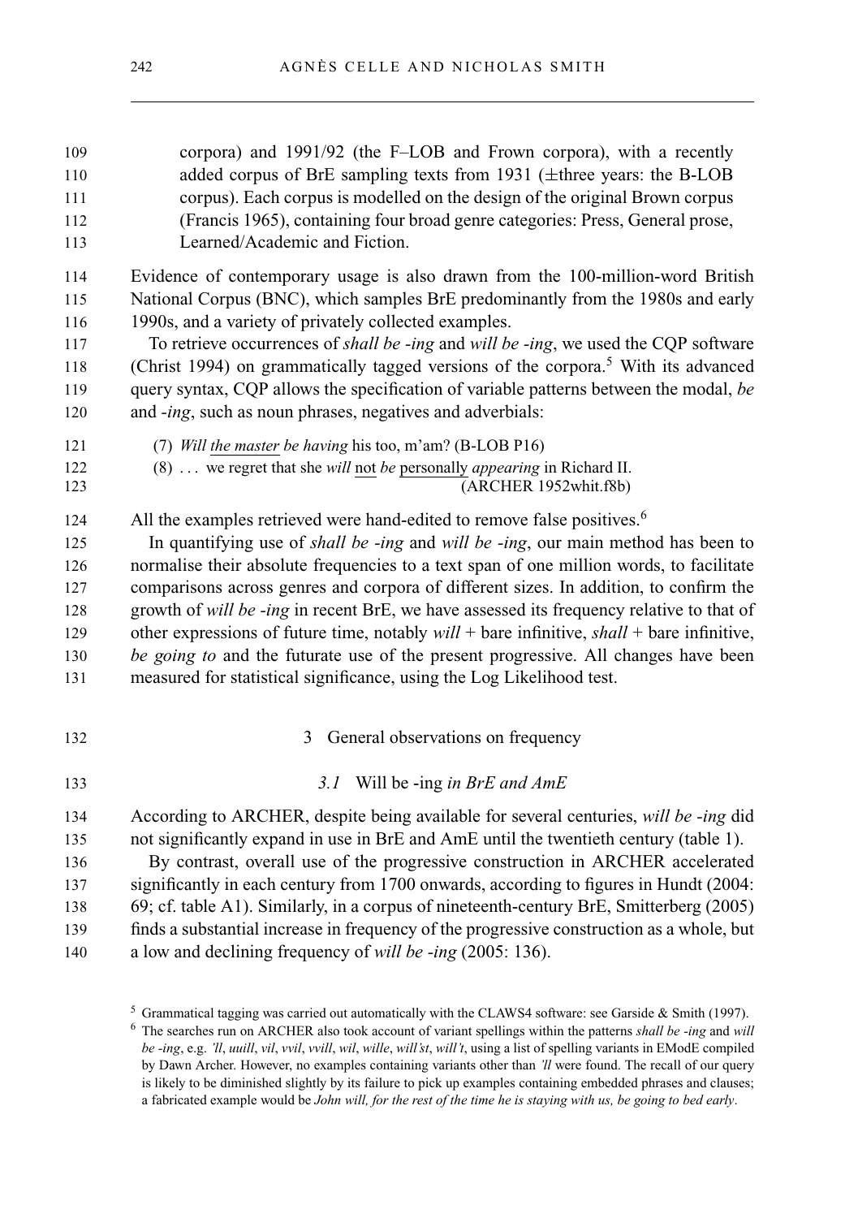corpora) and 1991/92 (the F–LOB and Frown corpora), with a recently added corpus of BrE sampling texts from 1931 (±three years: the B-LOB corpus). Each corpus is modelled on the design of the original Brown corpus (Francis 1965), containing four broad genre categories: Press, General prose, Learned/Academic and Fiction.

Evidence of contemporary usage is also drawn from the 100-million-word British National Corpus (BNC), which samples BrE predominantly from the 1980s and early 1990s, and a variety of privately collected examples.

To retrieve occurrences of *shall be -ing* and *will be -ing*, we used the CQP software (Christ 1994) on grammatically tagged versions of the corpora.[5] With its advanced query syntax, CQP allows the specification of variable patterns between the modal, *be* and *-ing*, such as noun phrases, negatives and adverbials:

(7) *Will* <u>the master</u> *be having* his too, m'am? (B-LOB P16)

(8) … we regret that she *will* <u>not</u> *be* <u>personally</u> *appearing* in Richard II. (ARCHER 1952whit.f8b)

All the examples retrieved were hand-edited to remove false positives.[6]

In quantifying use of *shall be -ing* and *will be -ing*, our main method has been to normalise their absolute frequencies to a text span of one million words, to facilitate comparisons across genres and corpora of different sizes. In addition, to confirm the growth of *will be -ing* in recent BrE, we have assessed its frequency relative to that of other expressions of future time, notably *will* + bare infinitive, *shall* + bare infinitive, *be going to* and the futurate use of the present progressive. All changes have been measured for statistical significance, using the Log Likelihood test.

## 3 General observations on frequency

### *3.1* Will be -ing *in BrE and AmE*

According to ARCHER, despite being available for several centuries, *will be -ing* did not significantly expand in use in BrE and AmE until the twentieth century (table 1).

By contrast, overall use of the progressive construction in ARCHER accelerated significantly in each century from 1700 onwards, according to figures in Hundt (2004: 69; cf. table A1). Similarly, in a corpus of nineteenth-century BrE, Smitterberg (2005) finds a substantial increase in frequency of the progressive construction as a whole, but a low and declining frequency of *will be -ing* (2005: 136).

[5] Grammatical tagging was carried out automatically with the CLAWS4 software: see Garside & Smith (1997).

[6] The searches run on ARCHER also took account of variant spellings within the patterns *shall be -ing* and *will be -ing*, e.g. *'ll*, *uuill*, *vil*, *vvil*, *vvill*, *wil*, *wille*, *will'st*, *will't*, using a list of spelling variants in EModE compiled by Dawn Archer. However, no examples containing variants other than *'ll* were found. The recall of our query is likely to be diminished slightly by its failure to pick up examples containing embedded phrases and clauses; a fabricated example would be *John will, for the rest of the time he is staying with us, be going to bed early*.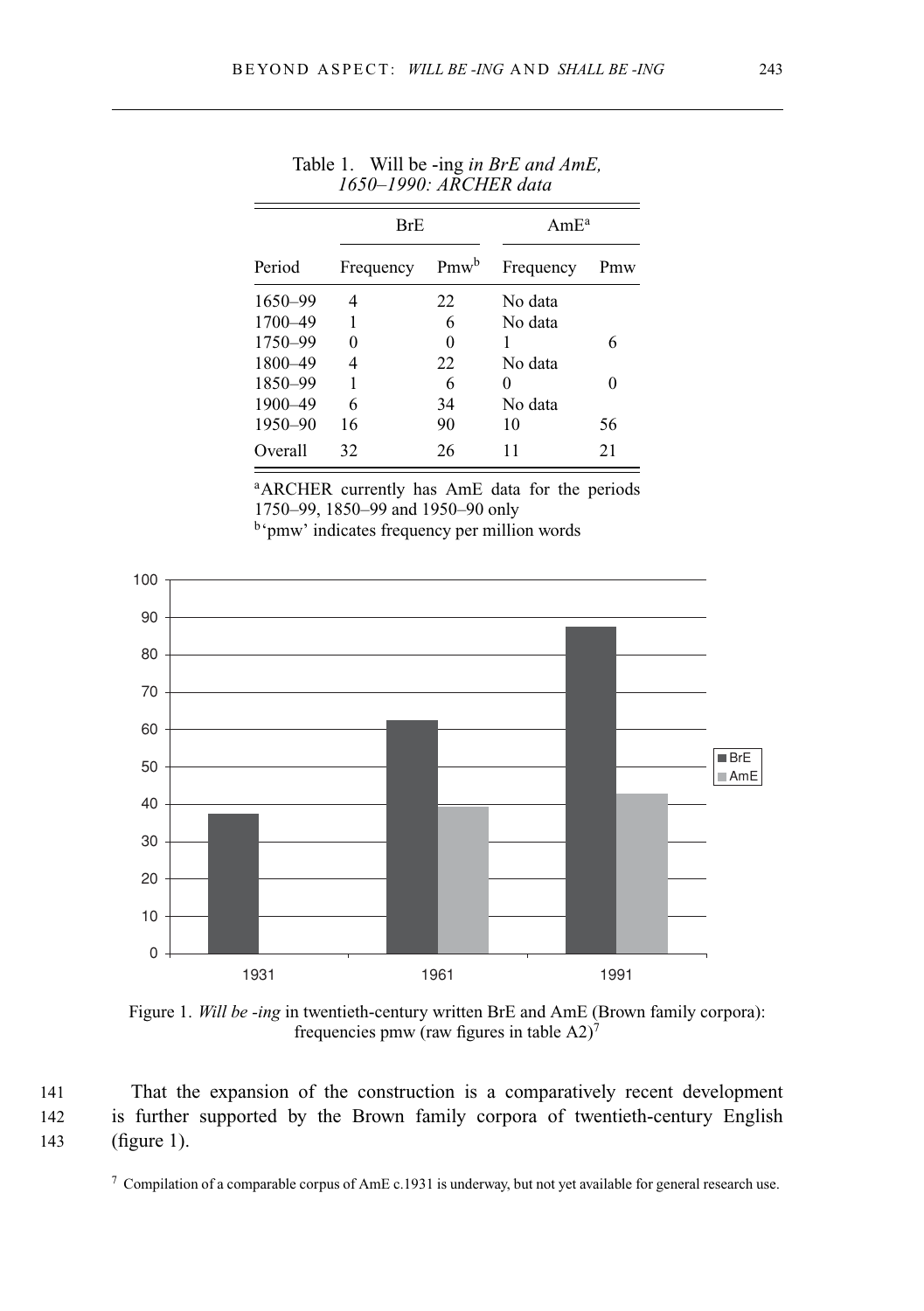Table 1. Will be -ing *in BrE and AmE, 1650–1990: ARCHER data*

| | BrE | | AmE[a] | |
|---|---|---|---|---|
| Period | Frequency | Pmw[b] | Frequency | Pmw |
| 1650–99 | 4 | 22 | No data | |
| 1700–49 | 1 | 6 | No data | |
| 1750–99 | 0 | 0 | 1 | 6 |
| 1800–49 | 4 | 22 | No data | |
| 1850–99 | 1 | 6 | 0 | 0 |
| 1900–49 | 6 | 34 | No data | |
| 1950–90 | 16 | 90 | 10 | 56 |
| Overall | 32 | 26 | 11 | 21 |

[a]ARCHER currently has AmE data for the periods 1750–99, 1850–99 and 1950–90 only
[b]'pmw' indicates frequency per million words

Figure 1. *Will be -ing* in twentieth-century written BrE and AmE (Brown family corpora): frequencies pmw (raw figures in table A2)[7]

That the expansion of the construction is a comparatively recent development is further supported by the Brown family corpora of twentieth-century English (figure 1).

[7] Compilation of a comparable corpus of AmE c.1931 is underway, but not yet available for general research use.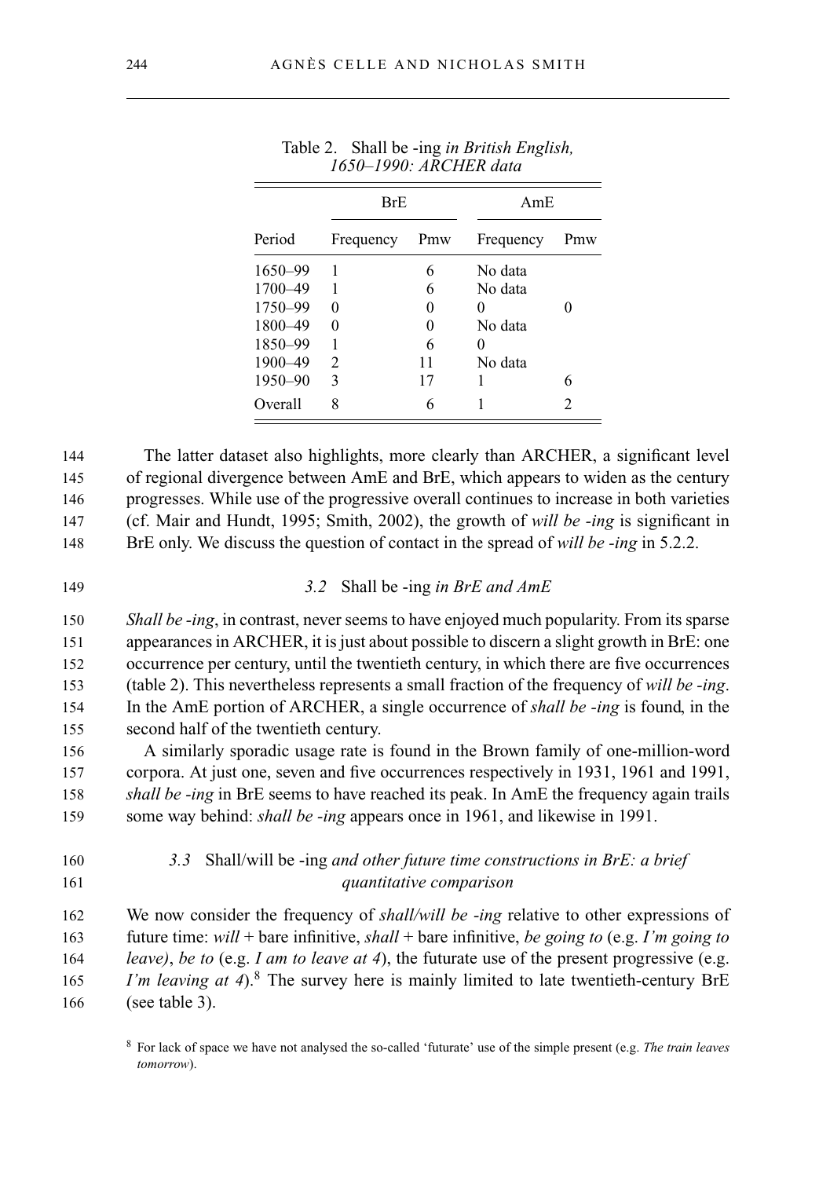Table 2. Shall be -ing *in British English, 1650–1990: ARCHER data*

| | BrE | | AmE | |
|---|---|---|---|---|
| Period | Frequency | Pmw | Frequency | Pmw |
| 1650–99 | 1 | 6 | No data | |
| 1700–49 | 1 | 6 | No data | |
| 1750–99 | 0 | 0 | 0 | 0 |
| 1800–49 | 0 | 0 | No data | |
| 1850–99 | 1 | 6 | 0 | |
| 1900–49 | 2 | 11 | No data | |
| 1950–90 | 3 | 17 | 1 | 6 |
| Overall | 8 | 6 | 1 | 2 |

The latter dataset also highlights, more clearly than ARCHER, a significant level of regional divergence between AmE and BrE, which appears to widen as the century progresses. While use of the progressive overall continues to increase in both varieties (cf. Mair and Hundt, 1995; Smith, 2002), the growth of *will be -ing* is significant in BrE only. We discuss the question of contact in the spread of *will be -ing* in 5.2.2.

### *3.2* Shall be -ing *in BrE and AmE*

*Shall be -ing*, in contrast, never seems to have enjoyed much popularity. From its sparse appearances in ARCHER, it is just about possible to discern a slight growth in BrE: one occurrence per century, until the twentieth century, in which there are five occurrences (table 2). This nevertheless represents a small fraction of the frequency of *will be -ing*. In the AmE portion of ARCHER, a single occurrence of *shall be -ing* is found, in the second half of the twentieth century.

A similarly sporadic usage rate is found in the Brown family of one-million-word corpora. At just one, seven and five occurrences respectively in 1931, 1961 and 1991, *shall be -ing* in BrE seems to have reached its peak. In AmE the frequency again trails some way behind: *shall be -ing* appears once in 1961, and likewise in 1991.

### *3.3* Shall/will be -ing *and other future time constructions in BrE: a brief quantitative comparison*

We now consider the frequency of *shall/will be -ing* relative to other expressions of future time: *will* + bare infinitive, *shall* + bare infinitive, *be going to* (e.g. *I'm going to leave)*, *be to* (e.g. *I am to leave at 4*), the futurate use of the present progressive (e.g. *I'm leaving at 4*).[8] The survey here is mainly limited to late twentieth-century BrE (see table 3).

[8] For lack of space we have not analysed the so-called 'futurate' use of the simple present (e.g. *The train leaves tomorrow*).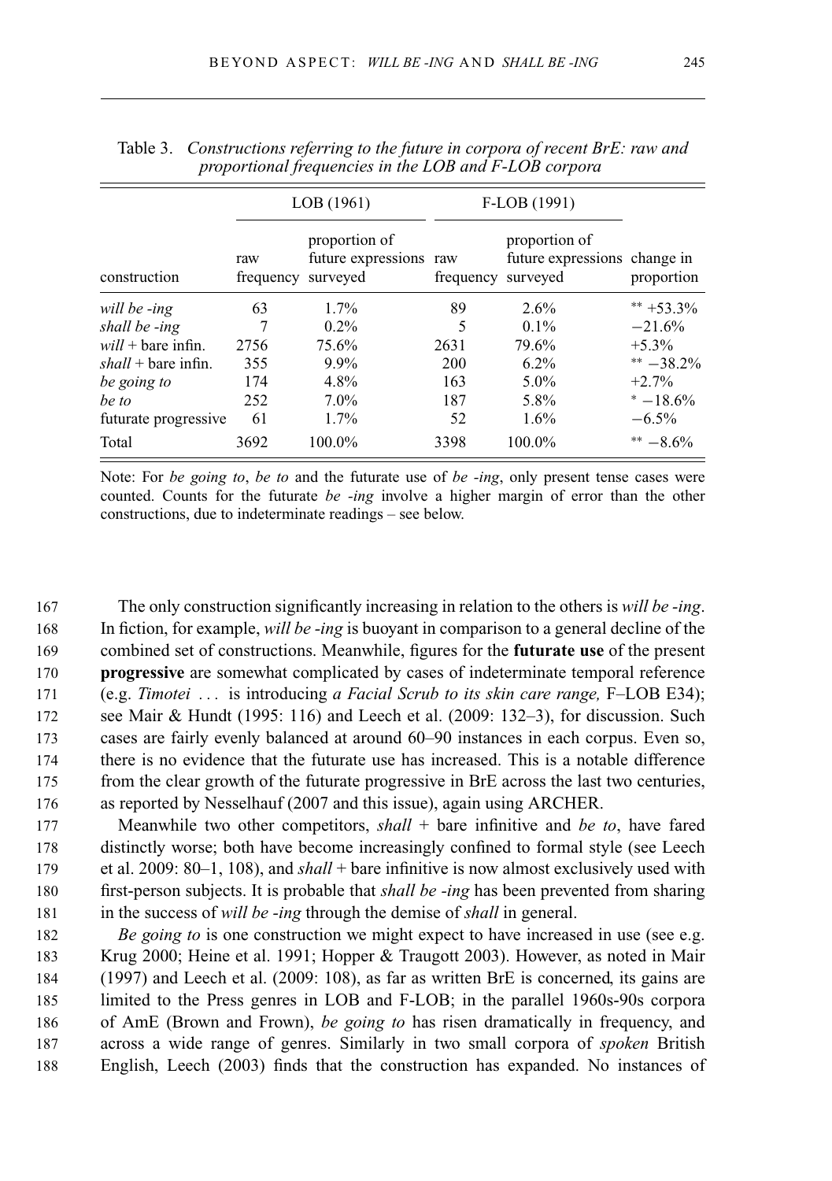Table 3. *Constructions referring to the future in corpora of recent BrE: raw and proportional frequencies in the LOB and F-LOB corpora*

| | LOB (1961) | | F-LOB (1991) | | |
|---|---|---|---|---|---|
| construction | raw frequency | proportion of future expressions surveyed | raw frequency | proportion of future expressions surveyed | change in proportion |
| *will be -ing* | 63 | 1.7% | 89 | 2.6% | ** +53.3% |
| *shall be -ing* | 7 | 0.2% | 5 | 0.1% | −21.6% |
| *will* + bare infin. | 2756 | 75.6% | 2631 | 79.6% | +5.3% |
| *shall* + bare infin. | 355 | 9.9% | 200 | 6.2% | ** −38.2% |
| *be going to* | 174 | 4.8% | 163 | 5.0% | +2.7% |
| *be to* | 252 | 7.0% | 187 | 5.8% | * −18.6% |
| futurate progressive | 61 | 1.7% | 52 | 1.6% | −6.5% |
| Total | 3692 | 100.0% | 3398 | 100.0% | ** −8.6% |

Note: For *be going to*, *be to* and the futurate use of *be -ing*, only present tense cases were counted. Counts for the futurate *be -ing* involve a higher margin of error than the other constructions, due to indeterminate readings – see below.

The only construction significantly increasing in relation to the others is *will be -ing*. In fiction, for example, *will be -ing* is buoyant in comparison to a general decline of the combined set of constructions. Meanwhile, figures for the **futurate use** of the present **progressive** are somewhat complicated by cases of indeterminate temporal reference (e.g. *Timotei* ... is introducing *a Facial Scrub to its skin care range,* F–LOB E34); see Mair & Hundt (1995: 116) and Leech et al. (2009: 132–3), for discussion. Such cases are fairly evenly balanced at around 60–90 instances in each corpus. Even so, there is no evidence that the futurate use has increased. This is a notable difference from the clear growth of the futurate progressive in BrE across the last two centuries, as reported by Nesselhauf (2007 and this issue), again using ARCHER.

Meanwhile two other competitors, *shall* + bare infinitive and *be to*, have fared distinctly worse; both have become increasingly confined to formal style (see Leech et al. 2009: 80–1, 108), and *shall* + bare infinitive is now almost exclusively used with first-person subjects. It is probable that *shall be -ing* has been prevented from sharing in the success of *will be -ing* through the demise of *shall* in general.

*Be going to* is one construction we might expect to have increased in use (see e.g. Krug 2000; Heine et al. 1991; Hopper & Traugott 2003). However, as noted in Mair (1997) and Leech et al. (2009: 108), as far as written BrE is concerned, its gains are limited to the Press genres in LOB and F-LOB; in the parallel 1960s-90s corpora of AmE (Brown and Frown), *be going to* has risen dramatically in frequency, and across a wide range of genres. Similarly in two small corpora of *spoken* British English, Leech (2003) finds that the construction has expanded. No instances of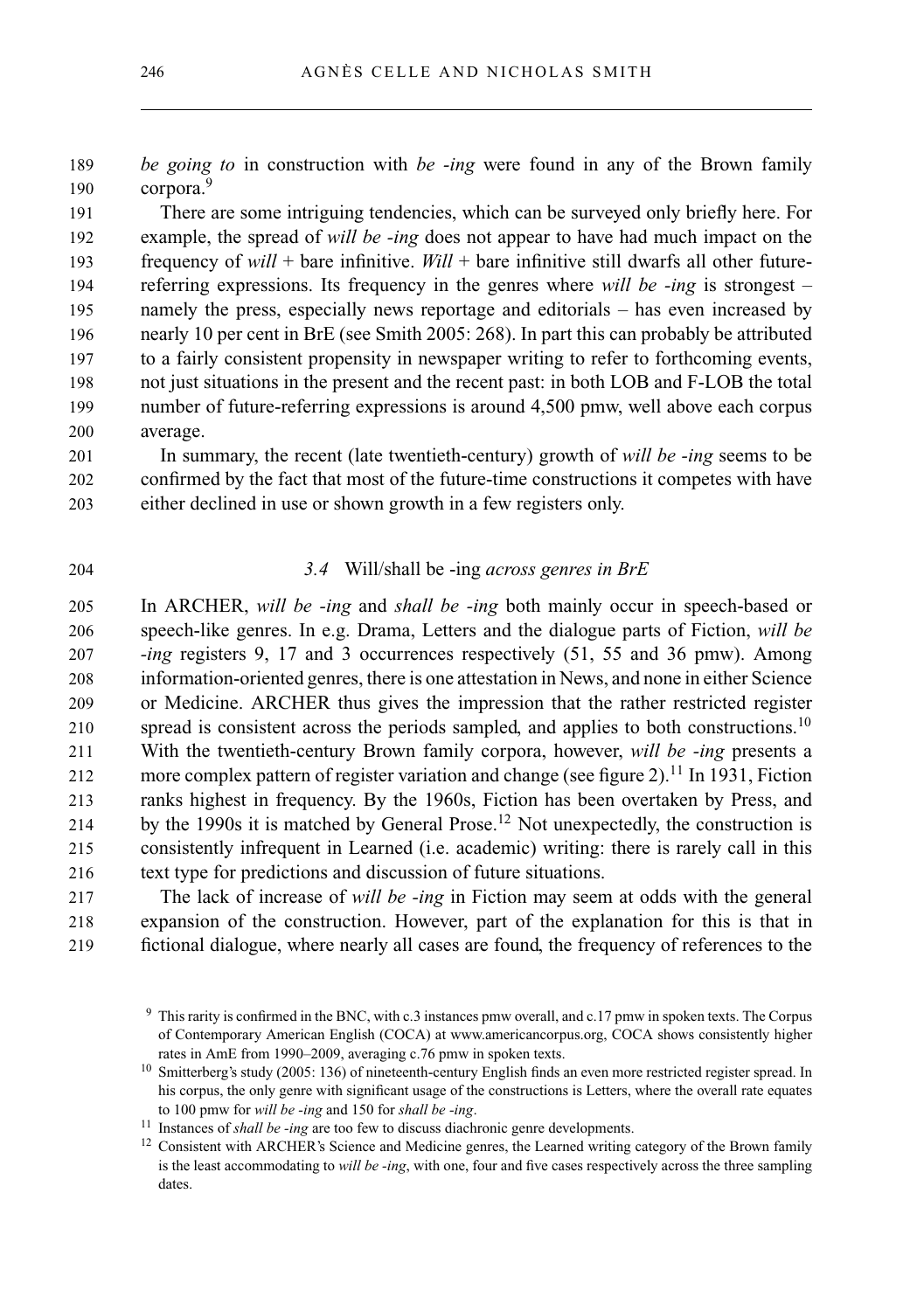*be going to* in construction with *be -ing* were found in any of the Brown family corpora.[9]

There are some intriguing tendencies, which can be surveyed only briefly here. For example, the spread of *will be -ing* does not appear to have had much impact on the frequency of *will* + bare infinitive. *Will* + bare infinitive still dwarfs all other future-referring expressions. Its frequency in the genres where *will be -ing* is strongest – namely the press, especially news reportage and editorials – has even increased by nearly 10 per cent in BrE (see Smith 2005: 268). In part this can probably be attributed to a fairly consistent propensity in newspaper writing to refer to forthcoming events, not just situations in the present and the recent past: in both LOB and F-LOB the total number of future-referring expressions is around 4,500 pmw, well above each corpus average.

In summary, the recent (late twentieth-century) growth of *will be -ing* seems to be confirmed by the fact that most of the future-time constructions it competes with have either declined in use or shown growth in a few registers only.

### *3.4* Will/shall be -ing *across genres in BrE*

In ARCHER, *will be -ing* and *shall be -ing* both mainly occur in speech-based or speech-like genres. In e.g. Drama, Letters and the dialogue parts of Fiction, *will be -ing* registers 9, 17 and 3 occurrences respectively (51, 55 and 36 pmw). Among information-oriented genres, there is one attestation in News, and none in either Science or Medicine. ARCHER thus gives the impression that the rather restricted register spread is consistent across the periods sampled, and applies to both constructions.[10] With the twentieth-century Brown family corpora, however, *will be -ing* presents a more complex pattern of register variation and change (see figure 2).[11] In 1931, Fiction ranks highest in frequency. By the 1960s, Fiction has been overtaken by Press, and by the 1990s it is matched by General Prose.[12] Not unexpectedly, the construction is consistently infrequent in Learned (i.e. academic) writing: there is rarely call in this text type for predictions and discussion of future situations.

The lack of increase of *will be -ing* in Fiction may seem at odds with the general expansion of the construction. However, part of the explanation for this is that in fictional dialogue, where nearly all cases are found, the frequency of references to the

[9] This rarity is confirmed in the BNC, with c.3 instances pmw overall, and c.17 pmw in spoken texts. The Corpus of Contemporary American English (COCA) at www.americancorpus.org, COCA shows consistently higher rates in AmE from 1990–2009, averaging c.76 pmw in spoken texts.

[10] Smitterberg's study (2005: 136) of nineteenth-century English finds an even more restricted register spread. In his corpus, the only genre with significant usage of the constructions is Letters, where the overall rate equates to 100 pmw for *will be -ing* and 150 for *shall be -ing*.

[11] Instances of *shall be -ing* are too few to discuss diachronic genre developments.

[12] Consistent with ARCHER's Science and Medicine genres, the Learned writing category of the Brown family is the least accommodating to *will be -ing*, with one, four and five cases respectively across the three sampling dates.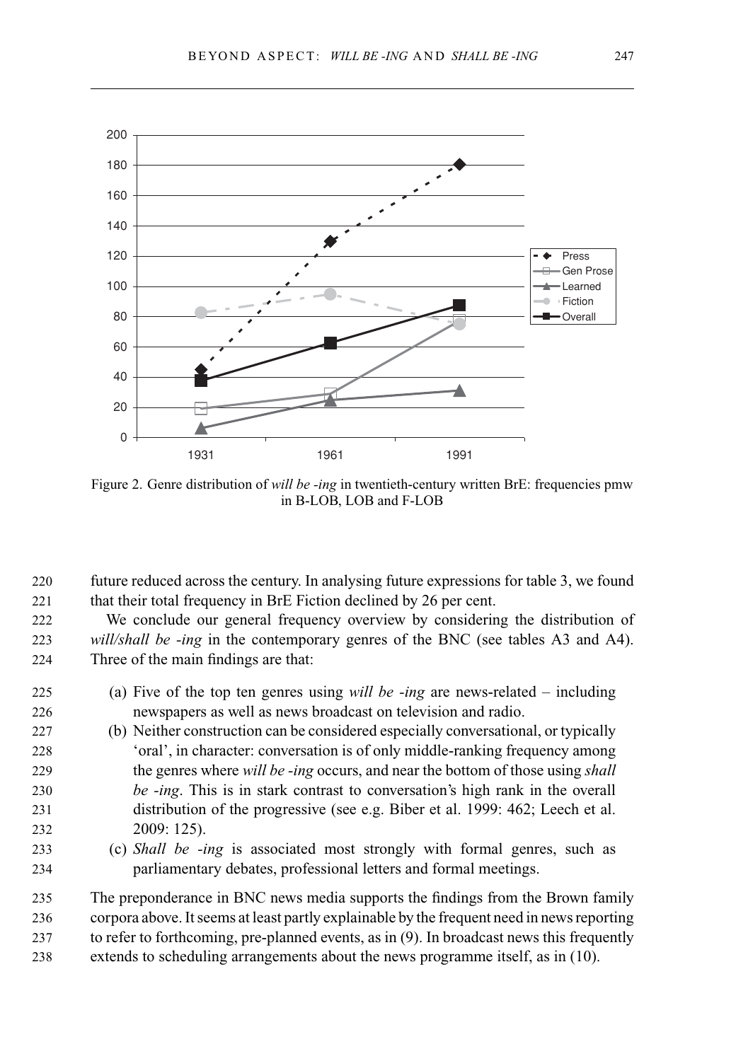Figure 2. Genre distribution of *will be -ing* in twentieth-century written BrE: frequencies pmw in B-LOB, LOB and F-LOB

future reduced across the century. In analysing future expressions for table 3, we found that their total frequency in BrE Fiction declined by 26 per cent.

We conclude our general frequency overview by considering the distribution of *will/shall be -ing* in the contemporary genres of the BNC (see tables A3 and A4). Three of the main findings are that:

(a) Five of the top ten genres using *will be -ing* are news-related – including newspapers as well as news broadcast on television and radio.

(b) Neither construction can be considered especially conversational, or typically 'oral', in character: conversation is of only middle-ranking frequency among the genres where *will be -ing* occurs, and near the bottom of those using *shall be -ing*. This is in stark contrast to conversation's high rank in the overall distribution of the progressive (see e.g. Biber et al. 1999: 462; Leech et al. 2009: 125).

(c) *Shall be -ing* is associated most strongly with formal genres, such as parliamentary debates, professional letters and formal meetings.

The preponderance in BNC news media supports the findings from the Brown family corpora above. It seems at least partly explainable by the frequent need in news reporting to refer to forthcoming, pre-planned events, as in (9). In broadcast news this frequently extends to scheduling arrangements about the news programme itself, as in (10).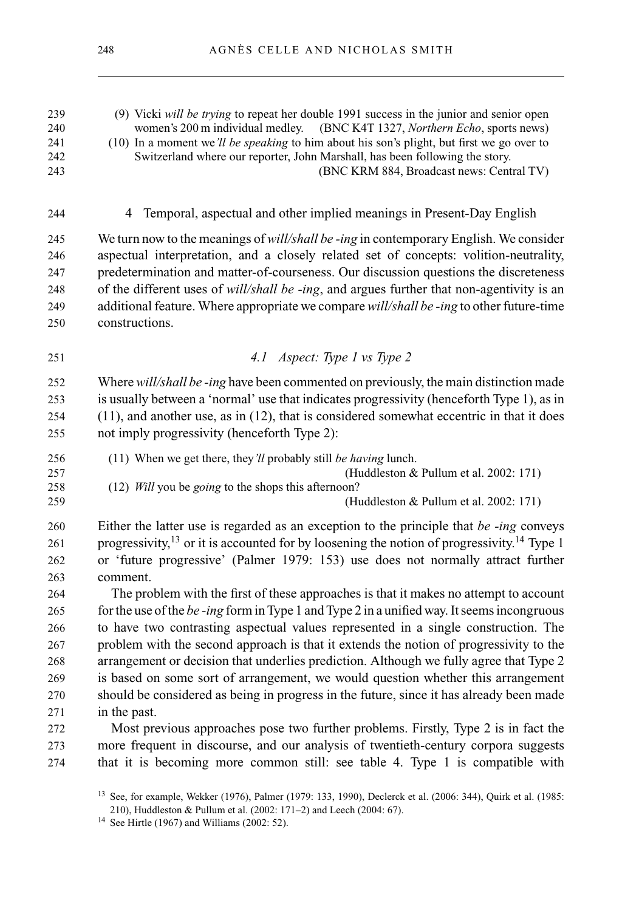(9) Vicki *will be trying* to repeat her double 1991 success in the junior and senior open women's 200 m individual medley. (BNC K4T 1327, *Northern Echo*, sports news)

(10) In a moment we*'ll be speaking* to him about his son's plight, but first we go over to Switzerland where our reporter, John Marshall, has been following the story. (BNC KRM 884, Broadcast news: Central TV)

## 4 Temporal, aspectual and other implied meanings in Present-Day English

We turn now to the meanings of *will/shall be -ing* in contemporary English. We consider aspectual interpretation, and a closely related set of concepts: volition-neutrality, predetermination and matter-of-courseness. Our discussion questions the discreteness of the different uses of *will/shall be -ing*, and argues further that non-agentivity is an additional feature. Where appropriate we compare *will/shall be -ing* to other future-time constructions.

### *4.1 Aspect: Type 1 vs Type 2*

Where *will/shall be -ing* have been commented on previously, the main distinction made is usually between a 'normal' use that indicates progressivity (henceforth Type 1), as in (11), and another use, as in (12), that is considered somewhat eccentric in that it does not imply progressivity (henceforth Type 2):

(11) When we get there, they*'ll* probably still *be having* lunch. (Huddleston & Pullum et al. 2002: 171)

(12) *Will* you be *going* to the shops this afternoon? (Huddleston & Pullum et al. 2002: 171)

Either the latter use is regarded as an exception to the principle that *be -ing* conveys progressivity,[13] or it is accounted for by loosening the notion of progressivity.[14] Type 1 or 'future progressive' (Palmer 1979: 153) use does not normally attract further comment.

The problem with the first of these approaches is that it makes no attempt to account for the use of the *be -ing* form in Type 1 and Type 2 in a unified way. It seems incongruous to have two contrasting aspectual values represented in a single construction. The problem with the second approach is that it extends the notion of progressivity to the arrangement or decision that underlies prediction. Although we fully agree that Type 2 is based on some sort of arrangement, we would question whether this arrangement should be considered as being in progress in the future, since it has already been made in the past.

Most previous approaches pose two further problems. Firstly, Type 2 is in fact the more frequent in discourse, and our analysis of twentieth-century corpora suggests that it is becoming more common still: see table 4. Type 1 is compatible with

[13] See, for example, Wekker (1976), Palmer (1979: 133, 1990), Declerck et al. (2006: 344), Quirk et al. (1985: 210), Huddleston & Pullum et al. (2002: 171–2) and Leech (2004: 67).

[14] See Hirtle (1967) and Williams (2002: 52).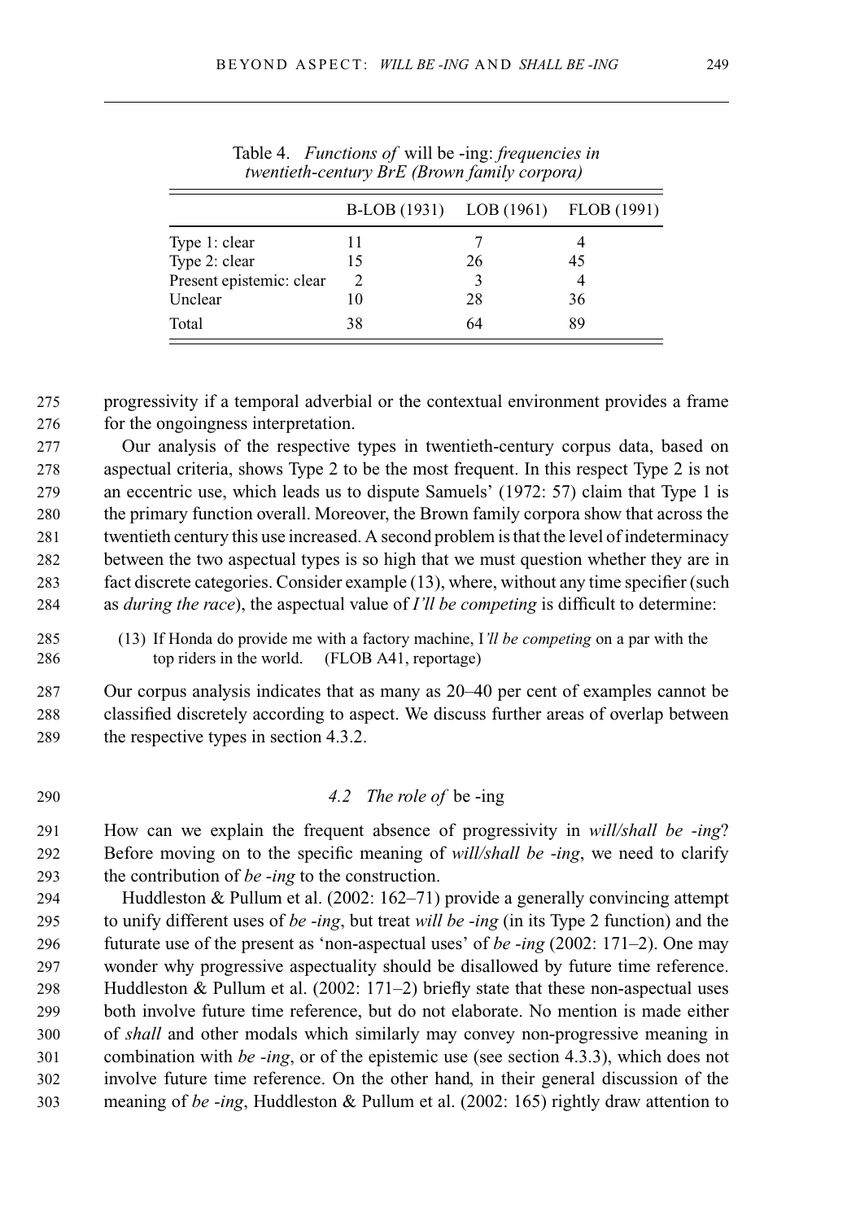Table 4. *Functions of* will be -ing: *frequencies in twentieth-century BrE (Brown family corpora)*

| | B-LOB (1931) | LOB (1961) | FLOB (1991) |
|---|---|---|---|
| Type 1: clear | 11 | 7 | 4 |
| Type 2: clear | 15 | 26 | 45 |
| Present epistemic: clear | 2 | 3 | 4 |
| Unclear | 10 | 28 | 36 |
| Total | 38 | 64 | 89 |

progressivity if a temporal adverbial or the contextual environment provides a frame for the ongoingness interpretation.

Our analysis of the respective types in twentieth-century corpus data, based on aspectual criteria, shows Type 2 to be the most frequent. In this respect Type 2 is not an eccentric use, which leads us to dispute Samuels' (1972: 57) claim that Type 1 is the primary function overall. Moreover, the Brown family corpora show that across the twentieth century this use increased. A second problem is that the level of indeterminacy between the two aspectual types is so high that we must question whether they are in fact discrete categories. Consider example (13), where, without any time specifier (such as *during the race*), the aspectual value of *I'll be competing* is difficult to determine:

(13) If Honda do provide me with a factory machine, I*'ll be competing* on a par with the top riders in the world. (FLOB A41, reportage)

Our corpus analysis indicates that as many as 20–40 per cent of examples cannot be classified discretely according to aspect. We discuss further areas of overlap between the respective types in section 4.3.2.

### 4.2 *The role of* be -ing

How can we explain the frequent absence of progressivity in *will/shall be -ing*? Before moving on to the specific meaning of *will/shall be -ing*, we need to clarify the contribution of *be -ing* to the construction.

Huddleston & Pullum et al. (2002: 162–71) provide a generally convincing attempt to unify different uses of *be -ing*, but treat *will be -ing* (in its Type 2 function) and the futurate use of the present as 'non-aspectual uses' of *be -ing* (2002: 171–2). One may wonder why progressive aspectuality should be disallowed by future time reference. Huddleston & Pullum et al. (2002: 171–2) briefly state that these non-aspectual uses both involve future time reference, but do not elaborate. No mention is made either of *shall* and other modals which similarly may convey non-progressive meaning in combination with *be -ing*, or of the epistemic use (see section 4.3.3), which does not involve future time reference. On the other hand, in their general discussion of the meaning of *be -ing*, Huddleston & Pullum et al. (2002: 165) rightly draw attention to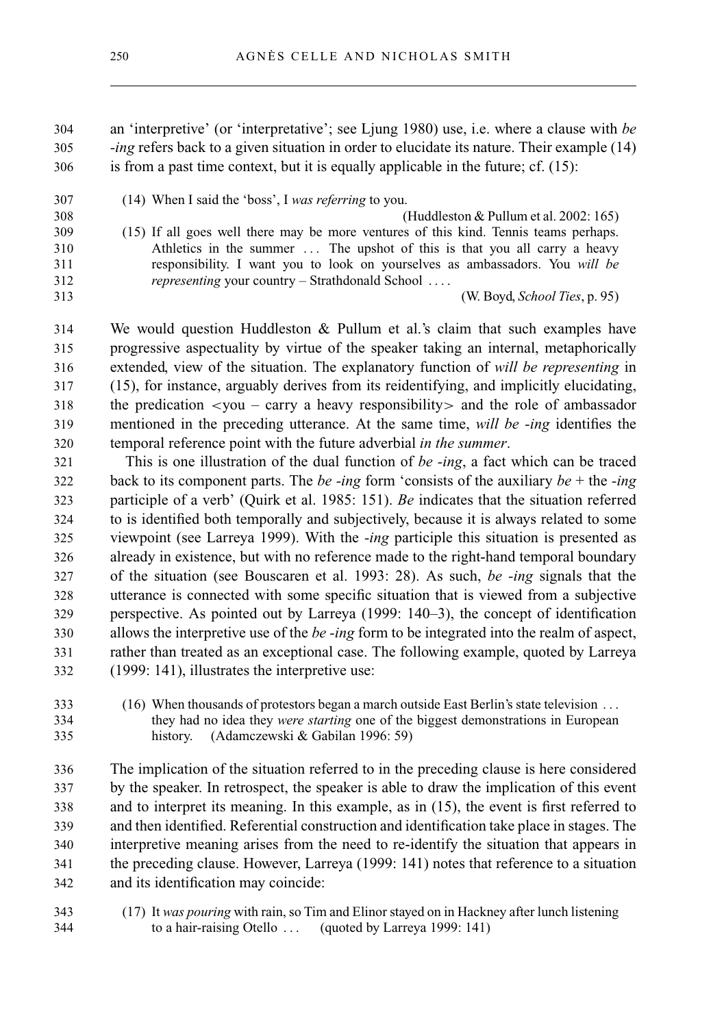an 'interpretive' (or 'interpretative'; see Ljung 1980) use, i.e. where a clause with *be -ing* refers back to a given situation in order to elucidate its nature. Their example (14) is from a past time context, but it is equally applicable in the future; cf. (15):

> (14) When I said the 'boss', I *was referring* to you.
>
> (Huddleston & Pullum et al. 2002: 165)
>
> (15) If all goes well there may be more ventures of this kind. Tennis teams perhaps. Athletics in the summer ... The upshot of this is that you all carry a heavy responsibility. I want you to look on yourselves as ambassadors. You *will be representing* your country – Strathdonald School ....
>
> (W. Boyd, *School Ties*, p. 95)

We would question Huddleston & Pullum et al.'s claim that such examples have progressive aspectuality by virtue of the speaker taking an internal, metaphorically extended, view of the situation. The explanatory function of *will be representing* in (15), for instance, arguably derives from its reidentifying, and implicitly elucidating, the predication <you – carry a heavy responsibility> and the role of ambassador mentioned in the preceding utterance. At the same time, *will be -ing* identifies the temporal reference point with the future adverbial *in the summer*.

This is one illustration of the dual function of *be -ing*, a fact which can be traced back to its component parts. The *be -ing* form 'consists of the auxiliary *be* + the *-ing* participle of a verb' (Quirk et al. 1985: 151). *Be* indicates that the situation referred to is identified both temporally and subjectively, because it is always related to some viewpoint (see Larreya 1999). With the *-ing* participle this situation is presented as already in existence, but with no reference made to the right-hand temporal boundary of the situation (see Bouscaren et al. 1993: 28). As such, *be -ing* signals that the utterance is connected with some specific situation that is viewed from a subjective perspective. As pointed out by Larreya (1999: 140–3), the concept of identification allows the interpretive use of the *be -ing* form to be integrated into the realm of aspect, rather than treated as an exceptional case. The following example, quoted by Larreya (1999: 141), illustrates the interpretive use:

> (16) When thousands of protestors began a march outside East Berlin's state television ... they had no idea they *were starting* one of the biggest demonstrations in European history. (Adamczewski & Gabilan 1996: 59)

The implication of the situation referred to in the preceding clause is here considered by the speaker. In retrospect, the speaker is able to draw the implication of this event and to interpret its meaning. In this example, as in (15), the event is first referred to and then identified. Referential construction and identification take place in stages. The interpretive meaning arises from the need to re-identify the situation that appears in the preceding clause. However, Larreya (1999: 141) notes that reference to a situation and its identification may coincide:

> (17) It *was pouring* with rain, so Tim and Elinor stayed on in Hackney after lunch listening to a hair-raising Otello ... (quoted by Larreya 1999: 141)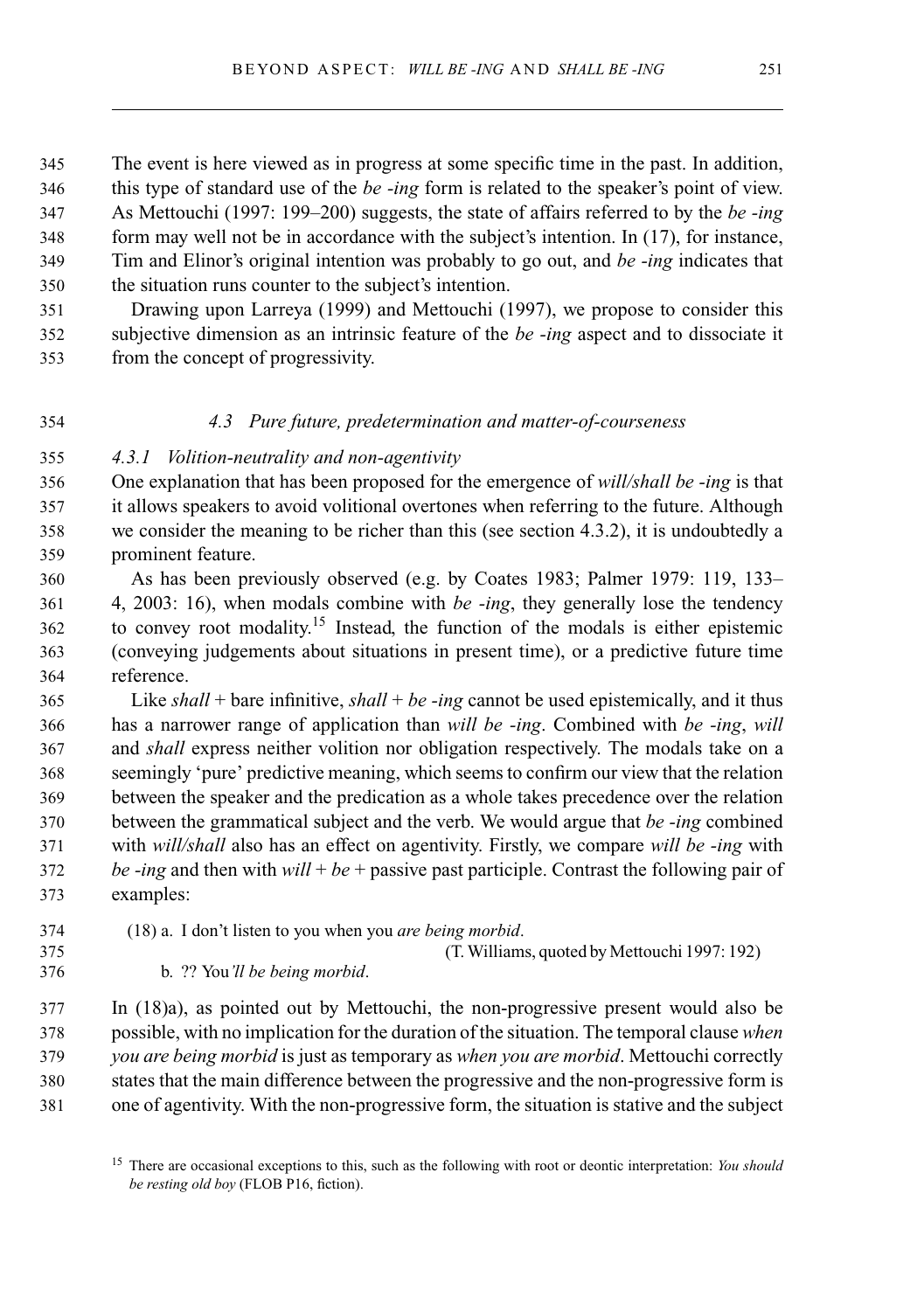The event is here viewed as in progress at some specific time in the past. In addition, this type of standard use of the *be -ing* form is related to the speaker's point of view. As Mettouchi (1997: 199–200) suggests, the state of affairs referred to by the *be -ing* form may well not be in accordance with the subject's intention. In (17), for instance, Tim and Elinor's original intention was probably to go out, and *be -ing* indicates that the situation runs counter to the subject's intention.

Drawing upon Larreya (1999) and Mettouchi (1997), we propose to consider this subjective dimension as an intrinsic feature of the *be -ing* aspect and to dissociate it from the concept of progressivity.

### *4.3 Pure future, predetermination and matter-of-courseness*

#### *4.3.1 Volition-neutrality and non-agentivity*

One explanation that has been proposed for the emergence of *will/shall be -ing* is that it allows speakers to avoid volitional overtones when referring to the future. Although we consider the meaning to be richer than this (see section 4.3.2), it is undoubtedly a prominent feature.

As has been previously observed (e.g. by Coates 1983; Palmer 1979: 119, 133–4, 2003: 16), when modals combine with *be -ing*, they generally lose the tendency to convey root modality.[15] Instead, the function of the modals is either epistemic (conveying judgements about situations in present time), or a predictive future time reference.

Like *shall* + bare infinitive, *shall* + *be -ing* cannot be used epistemically, and it thus has a narrower range of application than *will be -ing*. Combined with *be -ing*, *will* and *shall* express neither volition nor obligation respectively. The modals take on a seemingly 'pure' predictive meaning, which seems to confirm our view that the relation between the speaker and the predication as a whole takes precedence over the relation between the grammatical subject and the verb. We would argue that *be -ing* combined with *will/shall* also has an effect on agentivity. Firstly, we compare *will be -ing* with *be -ing* and then with *will* + *be* + passive past participle. Contrast the following pair of examples:

(18) a. I don't listen to you when you *are being morbid*.
(T. Williams, quoted by Mettouchi 1997: 192)

b. ?? You*'ll be being morbid*.

In (18)a), as pointed out by Mettouchi, the non-progressive present would also be possible, with no implication for the duration of the situation. The temporal clause *when you are being morbid* is just as temporary as *when you are morbid*. Mettouchi correctly states that the main difference between the progressive and the non-progressive form is one of agentivity. With the non-progressive form, the situation is stative and the subject

[15] There are occasional exceptions to this, such as the following with root or deontic interpretation: *You should be resting old boy* (FLOB P16, fiction).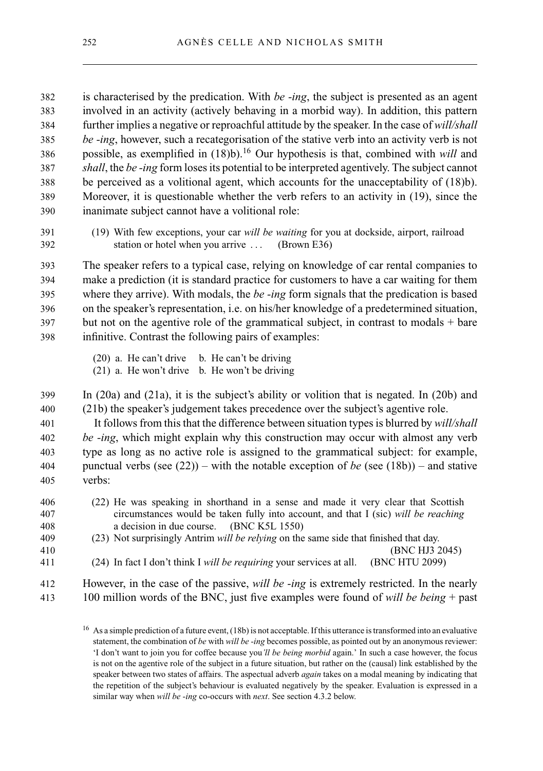is characterised by the predication. With *be -ing*, the subject is presented as an agent involved in an activity (actively behaving in a morbid way). In addition, this pattern further implies a negative or reproachful attitude by the speaker. In the case of *will/shall be -ing*, however, such a recategorisation of the stative verb into an activity verb is not possible, as exemplified in (18)b).[16] Our hypothesis is that, combined with *will* and *shall*, the *be -ing* form loses its potential to be interpreted agentively. The subject cannot be perceived as a volitional agent, which accounts for the unacceptability of (18)b). Moreover, it is questionable whether the verb refers to an activity in (19), since the inanimate subject cannot have a volitional role:

(19) With few exceptions, your car *will be waiting* for you at dockside, airport, railroad station or hotel when you arrive . . . (Brown E36)

The speaker refers to a typical case, relying on knowledge of car rental companies to make a prediction (it is standard practice for customers to have a car waiting for them where they arrive). With modals, the *be -ing* form signals that the predication is based on the speaker's representation, i.e. on his/her knowledge of a predetermined situation, but not on the agentive role of the grammatical subject, in contrast to modals + bare infinitive. Contrast the following pairs of examples:

(20) a. He can't drive b. He can't be driving
(21) a. He won't drive b. He won't be driving

In (20a) and (21a), it is the subject's ability or volition that is negated. In (20b) and (21b) the speaker's judgement takes precedence over the subject's agentive role.

It follows from this that the difference between situation types is blurred by *will/shall be -ing*, which might explain why this construction may occur with almost any verb type as long as no active role is assigned to the grammatical subject: for example, punctual verbs (see (22)) – with the notable exception of *be* (see (18b)) – and stative verbs:

(22) He was speaking in shorthand in a sense and made it very clear that Scottish circumstances would be taken fully into account, and that I (sic) *will be reaching* a decision in due course. (BNC K5L 1550)
(23) Not surprisingly Antrim *will be relying* on the same side that finished that day. (BNC HJ3 2045)
(24) In fact I don't think I *will be requiring* your services at all. (BNC HTU 2099)

However, in the case of the passive, *will be -ing* is extremely restricted. In the nearly 100 million words of the BNC, just five examples were found of *will be being* + past

[16] As a simple prediction of a future event, (18b) is not acceptable. If this utterance is transformed into an evaluative statement, the combination of *be* with *will be -ing* becomes possible, as pointed out by an anonymous reviewer: 'I don't want to join you for coffee because you*'ll be being morbid* again.' In such a case however, the focus is not on the agentive role of the subject in a future situation, but rather on the (causal) link established by the speaker between two states of affairs. The aspectual adverb *again* takes on a modal meaning by indicating that the repetition of the subject's behaviour is evaluated negatively by the speaker. Evaluation is expressed in a similar way when *will be -ing* co-occurs with *next*. See section 4.3.2 below.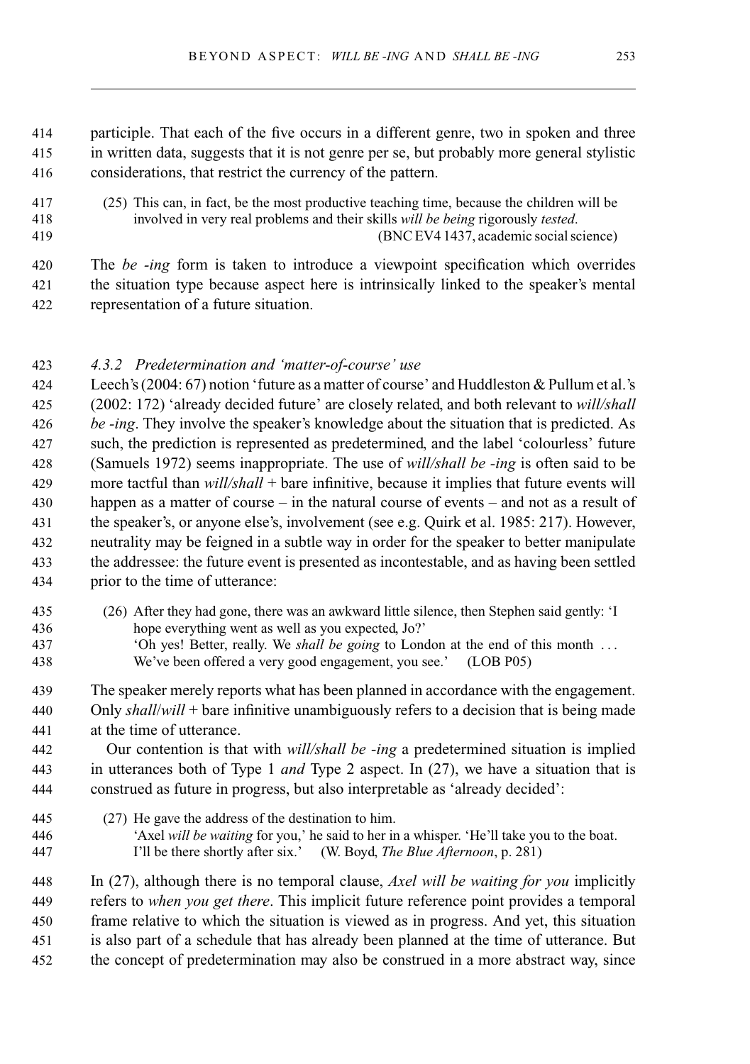participle. That each of the five occurs in a different genre, two in spoken and three in written data, suggests that it is not genre per se, but probably more general stylistic considerations, that restrict the currency of the pattern.

> (25) This can, in fact, be the most productive teaching time, because the children will be involved in very real problems and their skills *will be being* rigorously *tested*. (BNC EV4 1437, academic social science)

The *be -ing* form is taken to introduce a viewpoint specification which overrides the situation type because aspect here is intrinsically linked to the speaker's mental representation of a future situation.

#### *4.3.2 Predetermination and 'matter-of-course' use*

Leech's (2004: 67) notion 'future as a matter of course' and Huddleston & Pullum et al.'s (2002: 172) 'already decided future' are closely related, and both relevant to *will/shall be -ing*. They involve the speaker's knowledge about the situation that is predicted. As such, the prediction is represented as predetermined, and the label 'colourless' future (Samuels 1972) seems inappropriate. The use of *will/shall be -ing* is often said to be more tactful than *will/shall* + bare infinitive, because it implies that future events will happen as a matter of course – in the natural course of events – and not as a result of the speaker's, or anyone else's, involvement (see e.g. Quirk et al. 1985: 217). However, neutrality may be feigned in a subtle way in order for the speaker to better manipulate the addressee: the future event is presented as incontestable, and as having been settled prior to the time of utterance:

> (26) After they had gone, there was an awkward little silence, then Stephen said gently: 'I hope everything went as well as you expected, Jo?'
> 'Oh yes! Better, really. We *shall be going* to London at the end of this month ... We've been offered a very good engagement, you see.' (LOB P05)

The speaker merely reports what has been planned in accordance with the engagement. Only *shall*/*will* + bare infinitive unambiguously refers to a decision that is being made at the time of utterance.

Our contention is that with *will/shall be -ing* a predetermined situation is implied in utterances both of Type 1 *and* Type 2 aspect. In (27), we have a situation that is construed as future in progress, but also interpretable as 'already decided':

> (27) He gave the address of the destination to him.
> 'Axel *will be waiting* for you,' he said to her in a whisper. 'He'll take you to the boat. I'll be there shortly after six.' (W. Boyd, *The Blue Afternoon*, p. 281)

In (27), although there is no temporal clause, *Axel will be waiting for you* implicitly refers to *when you get there*. This implicit future reference point provides a temporal frame relative to which the situation is viewed as in progress. And yet, this situation is also part of a schedule that has already been planned at the time of utterance. But the concept of predetermination may also be construed in a more abstract way, since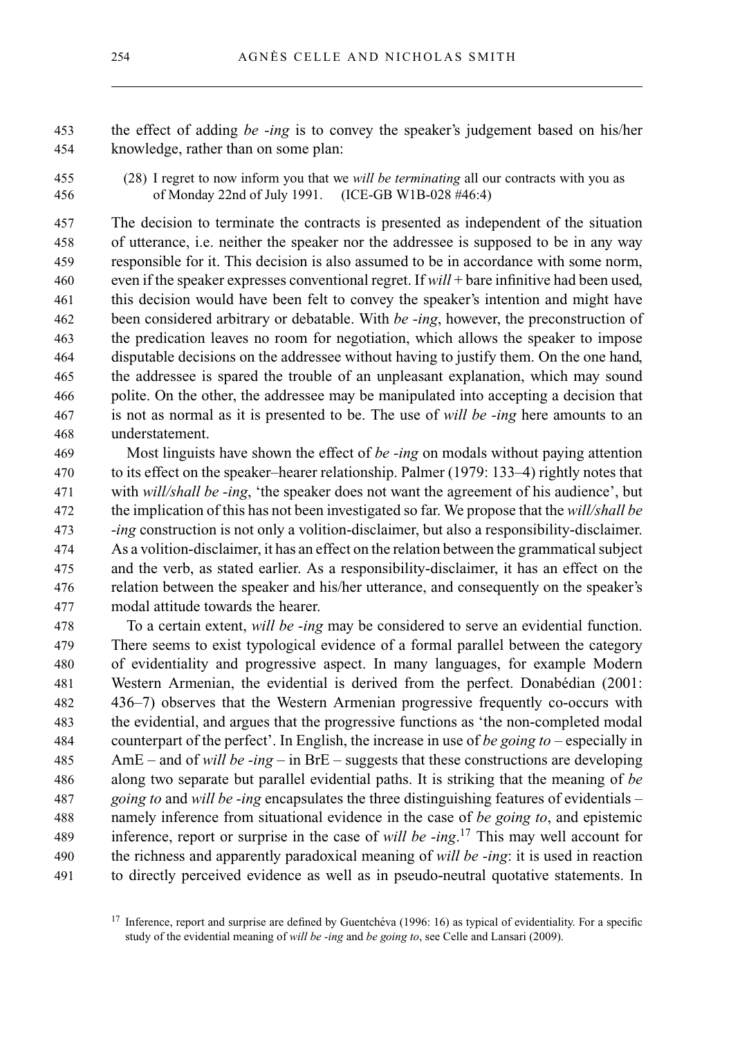the effect of adding *be -ing* is to convey the speaker's judgement based on his/her knowledge, rather than on some plan:

(28) I regret to now inform you that we *will be terminating* all our contracts with you as of Monday 22nd of July 1991. (ICE-GB W1B-028 #46:4)

The decision to terminate the contracts is presented as independent of the situation of utterance, i.e. neither the speaker nor the addressee is supposed to be in any way responsible for it. This decision is also assumed to be in accordance with some norm, even if the speaker expresses conventional regret. If *will* + bare infinitive had been used, this decision would have been felt to convey the speaker's intention and might have been considered arbitrary or debatable. With *be -ing*, however, the preconstruction of the predication leaves no room for negotiation, which allows the speaker to impose disputable decisions on the addressee without having to justify them. On the one hand, the addressee is spared the trouble of an unpleasant explanation, which may sound polite. On the other, the addressee may be manipulated into accepting a decision that is not as normal as it is presented to be. The use of *will be -ing* here amounts to an understatement.

Most linguists have shown the effect of *be -ing* on modals without paying attention to its effect on the speaker–hearer relationship. Palmer (1979: 133–4) rightly notes that with *will/shall be -ing*, 'the speaker does not want the agreement of his audience', but the implication of this has not been investigated so far. We propose that the *will/shall be -ing* construction is not only a volition-disclaimer, but also a responsibility-disclaimer. As a volition-disclaimer, it has an effect on the relation between the grammatical subject and the verb, as stated earlier. As a responsibility-disclaimer, it has an effect on the relation between the speaker and his/her utterance, and consequently on the speaker's modal attitude towards the hearer.

To a certain extent, *will be -ing* may be considered to serve an evidential function. There seems to exist typological evidence of a formal parallel between the category of evidentiality and progressive aspect. In many languages, for example Modern Western Armenian, the evidential is derived from the perfect. Donabédian (2001: 436–7) observes that the Western Armenian progressive frequently co-occurs with the evidential, and argues that the progressive functions as 'the non-completed modal counterpart of the perfect'. In English, the increase in use of *be going to* – especially in AmE – and of *will be -ing* – in BrE – suggests that these constructions are developing along two separate but parallel evidential paths. It is striking that the meaning of *be going to* and *will be -ing* encapsulates the three distinguishing features of evidentials – namely inference from situational evidence in the case of *be going to*, and epistemic inference, report or surprise in the case of *will be -ing*.[17] This may well account for the richness and apparently paradoxical meaning of *will be -ing*: it is used in reaction to directly perceived evidence as well as in pseudo-neutral quotative statements. In

[17] Inference, report and surprise are defined by Guentchéva (1996: 16) as typical of evidentiality. For a specific study of the evidential meaning of *will be -ing* and *be going to*, see Celle and Lansari (2009).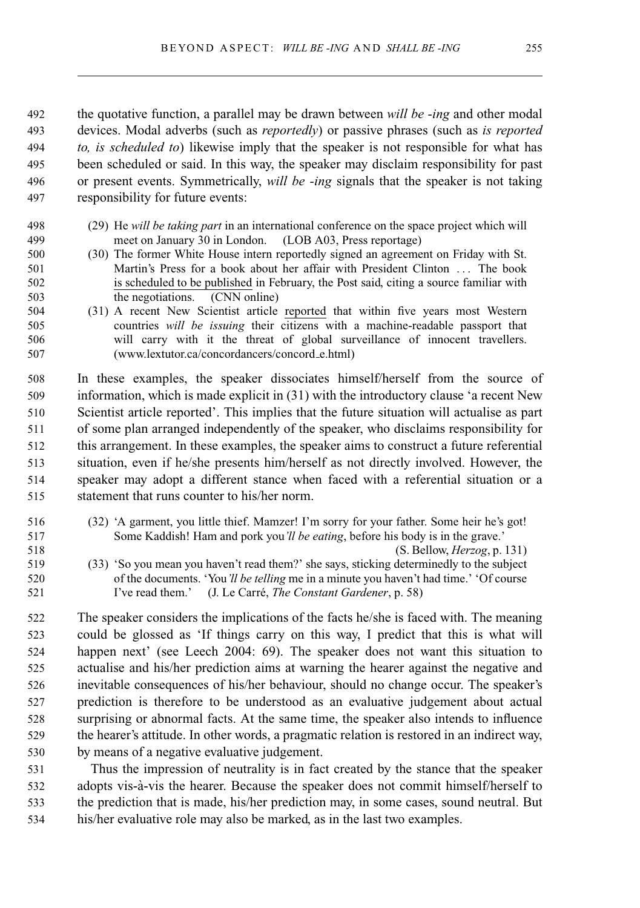the quotative function, a parallel may be drawn between *will be -ing* and other modal devices. Modal adverbs (such as *reportedly*) or passive phrases (such as *is reported to, is scheduled to*) likewise imply that the speaker is not responsible for what has been scheduled or said. In this way, the speaker may disclaim responsibility for past or present events. Symmetrically, *will be -ing* signals that the speaker is not taking responsibility for future events:

> (29) He *will be taking part* in an international conference on the space project which will meet on January 30 in London. (LOB A03, Press reportage)
>
> (30) The former White House intern reportedly signed an agreement on Friday with St. Martin's Press for a book about her affair with President Clinton ... The book <u>is scheduled to be published</u> in February, the Post said, citing a source familiar with the negotiations. (CNN online)
>
> (31) A recent New Scientist article <u>reported</u> that within five years most Western countries *will be issuing* their citizens with a machine-readable passport that will carry with it the threat of global surveillance of innocent travellers. (www.lextutor.ca/concordancers/concord_e.html)

In these examples, the speaker dissociates himself/herself from the source of information, which is made explicit in (31) with the introductory clause 'a recent New Scientist article reported'. This implies that the future situation will actualise as part of some plan arranged independently of the speaker, who disclaims responsibility for this arrangement. In these examples, the speaker aims to construct a future referential situation, even if he/she presents him/herself as not directly involved. However, the speaker may adopt a different stance when faced with a referential situation or a statement that runs counter to his/her norm.

> (32) 'A garment, you little thief. Mamzer! I'm sorry for your father. Some heir he's got! Some Kaddish! Ham and pork you*'ll be eating*, before his body is in the grave.' (S. Bellow, *Herzog*, p. 131)
>
> (33) 'So you mean you haven't read them?' she says, sticking determinedly to the subject of the documents. 'You*'ll be telling* me in a minute you haven't had time.' 'Of course I've read them.' (J. Le Carré, *The Constant Gardener*, p. 58)

The speaker considers the implications of the facts he/she is faced with. The meaning could be glossed as 'If things carry on this way, I predict that this is what will happen next' (see Leech 2004: 69). The speaker does not want this situation to actualise and his/her prediction aims at warning the hearer against the negative and inevitable consequences of his/her behaviour, should no change occur. The speaker's prediction is therefore to be understood as an evaluative judgement about actual surprising or abnormal facts. At the same time, the speaker also intends to influence the hearer's attitude. In other words, a pragmatic relation is restored in an indirect way, by means of a negative evaluative judgement.

Thus the impression of neutrality is in fact created by the stance that the speaker adopts vis-à-vis the hearer. Because the speaker does not commit himself/herself to the prediction that is made, his/her prediction may, in some cases, sound neutral. But his/her evaluative role may also be marked, as in the last two examples.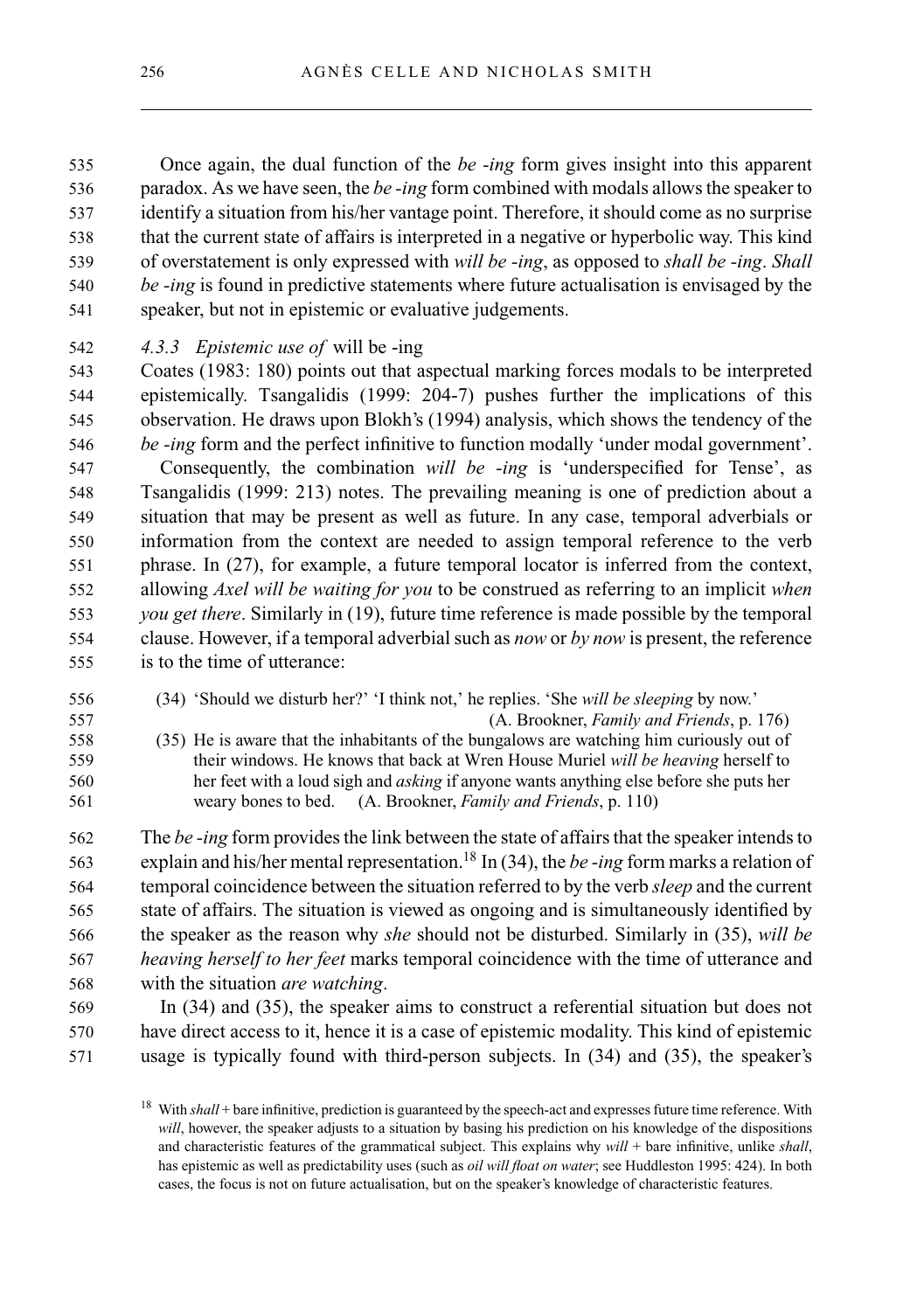Once again, the dual function of the *be -ing* form gives insight into this apparent paradox. As we have seen, the *be -ing* form combined with modals allows the speaker to identify a situation from his/her vantage point. Therefore, it should come as no surprise that the current state of affairs is interpreted in a negative or hyperbolic way. This kind of overstatement is only expressed with *will be -ing*, as opposed to *shall be -ing*. *Shall be -ing* is found in predictive statements where future actualisation is envisaged by the speaker, but not in epistemic or evaluative judgements.

### 4.3.3 Epistemic use of *will be -ing*

Coates (1983: 180) points out that aspectual marking forces modals to be interpreted epistemically. Tsangalidis (1999: 204-7) pushes further the implications of this observation. He draws upon Blokh's (1994) analysis, which shows the tendency of the *be -ing* form and the perfect infinitive to function modally 'under modal government'.

Consequently, the combination *will be -ing* is 'underspecified for Tense', as Tsangalidis (1999: 213) notes. The prevailing meaning is one of prediction about a situation that may be present as well as future. In any case, temporal adverbials or information from the context are needed to assign temporal reference to the verb phrase. In (27), for example, a future temporal locator is inferred from the context, allowing *Axel will be waiting for you* to be construed as referring to an implicit *when you get there*. Similarly in (19), future time reference is made possible by the temporal clause. However, if a temporal adverbial such as *now* or *by now* is present, the reference is to the time of utterance:

(34) 'Should we disturb her?' 'I think not,' he replies. 'She *will be sleeping* by now.' (A. Brookner, *Family and Friends*, p. 176)

(35) He is aware that the inhabitants of the bungalows are watching him curiously out of their windows. He knows that back at Wren House Muriel *will be heaving* herself to her feet with a loud sigh and *asking* if anyone wants anything else before she puts her weary bones to bed. (A. Brookner, *Family and Friends*, p. 110)

The *be -ing* form provides the link between the state of affairs that the speaker intends to explain and his/her mental representation.[18] In (34), the *be -ing* form marks a relation of temporal coincidence between the situation referred to by the verb *sleep* and the current state of affairs. The situation is viewed as ongoing and is simultaneously identified by the speaker as the reason why *she* should not be disturbed. Similarly in (35), *will be heaving herself to her feet* marks temporal coincidence with the time of utterance and with the situation *are watching*.

In (34) and (35), the speaker aims to construct a referential situation but does not have direct access to it, hence it is a case of epistemic modality. This kind of epistemic usage is typically found with third-person subjects. In (34) and (35), the speaker's

[18] With *shall* + bare infinitive, prediction is guaranteed by the speech-act and expresses future time reference. With *will*, however, the speaker adjusts to a situation by basing his prediction on his knowledge of the dispositions and characteristic features of the grammatical subject. This explains why *will* + bare infinitive, unlike *shall*, has epistemic as well as predictability uses (such as *oil will float on water*; see Huddleston 1995: 424). In both cases, the focus is not on future actualisation, but on the speaker's knowledge of characteristic features.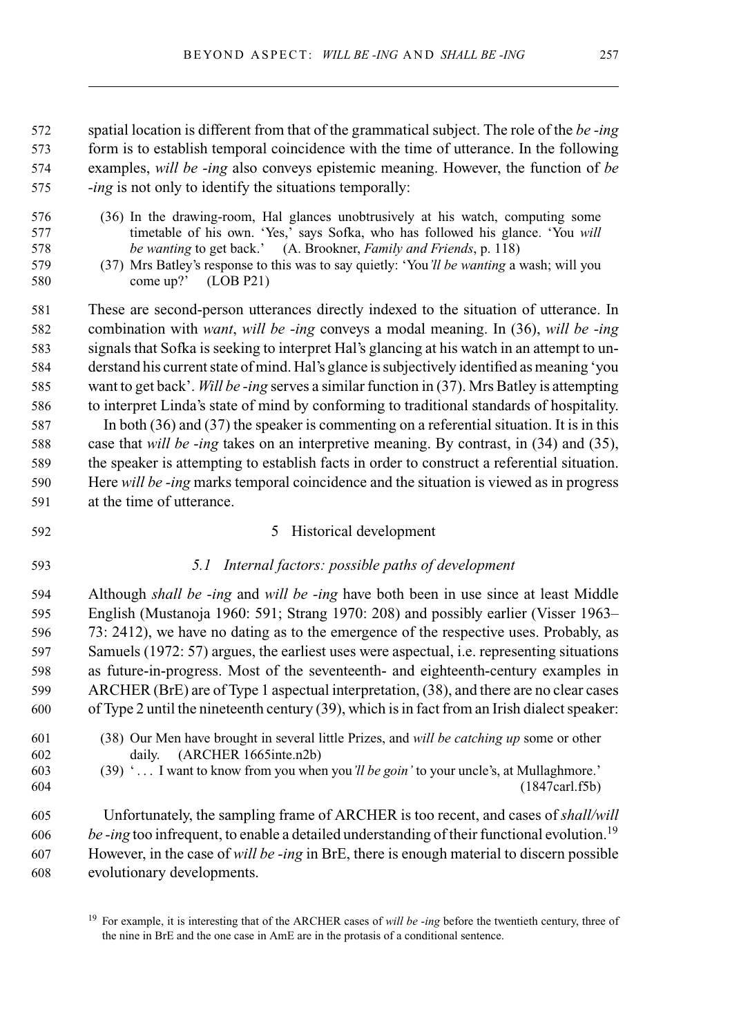spatial location is different from that of the grammatical subject. The role of the *be -ing* form is to establish temporal coincidence with the time of utterance. In the following examples, *will be -ing* also conveys epistemic meaning. However, the function of *be -ing* is not only to identify the situations temporally:

(36) In the drawing-room, Hal glances unobtrusively at his watch, computing some timetable of his own. 'Yes,' says Sofka, who has followed his glance. 'You *will be wanting* to get back.' (A. Brookner, *Family and Friends*, p. 118)

(37) Mrs Batley's response to this was to say quietly: 'You*'ll be wanting* a wash; will you come up?' (LOB P21)

These are second-person utterances directly indexed to the situation of utterance. In combination with *want*, *will be -ing* conveys a modal meaning. In (36), *will be -ing* signals that Sofka is seeking to interpret Hal's glancing at his watch in an attempt to understand his current state of mind. Hal's glance is subjectively identified as meaning 'you want to get back'. *Will be -ing* serves a similar function in (37). Mrs Batley is attempting to interpret Linda's state of mind by conforming to traditional standards of hospitality.

In both (36) and (37) the speaker is commenting on a referential situation. It is in this case that *will be -ing* takes on an interpretive meaning. By contrast, in (34) and (35), the speaker is attempting to establish facts in order to construct a referential situation. Here *will be -ing* marks temporal coincidence and the situation is viewed as in progress at the time of utterance.

## 5 Historical development

### 5.1 Internal factors: possible paths of development

Although *shall be -ing* and *will be -ing* have both been in use since at least Middle English (Mustanoja 1960: 591; Strang 1970: 208) and possibly earlier (Visser 1963–73: 2412), we have no dating as to the emergence of the respective uses. Probably, as Samuels (1972: 57) argues, the earliest uses were aspectual, i.e. representing situations as future-in-progress. Most of the seventeenth- and eighteenth-century examples in ARCHER (BrE) are of Type 1 aspectual interpretation, (38), and there are no clear cases of Type 2 until the nineteenth century (39), which is in fact from an Irish dialect speaker:

(38) Our Men have brought in several little Prizes, and *will be catching up* some or other daily. (ARCHER 1665inte.n2b)

(39) '. . . I want to know from you when you*'ll be goin'* to your uncle's, at Mullaghmore.' (1847carl.f5b)

Unfortunately, the sampling frame of ARCHER is too recent, and cases of *shall/will be -ing* too infrequent, to enable a detailed understanding of their functional evolution.[19] However, in the case of *will be -ing* in BrE, there is enough material to discern possible evolutionary developments.

[19] For example, it is interesting that of the ARCHER cases of *will be -ing* before the twentieth century, three of the nine in BrE and the one case in AmE are in the protasis of a conditional sentence.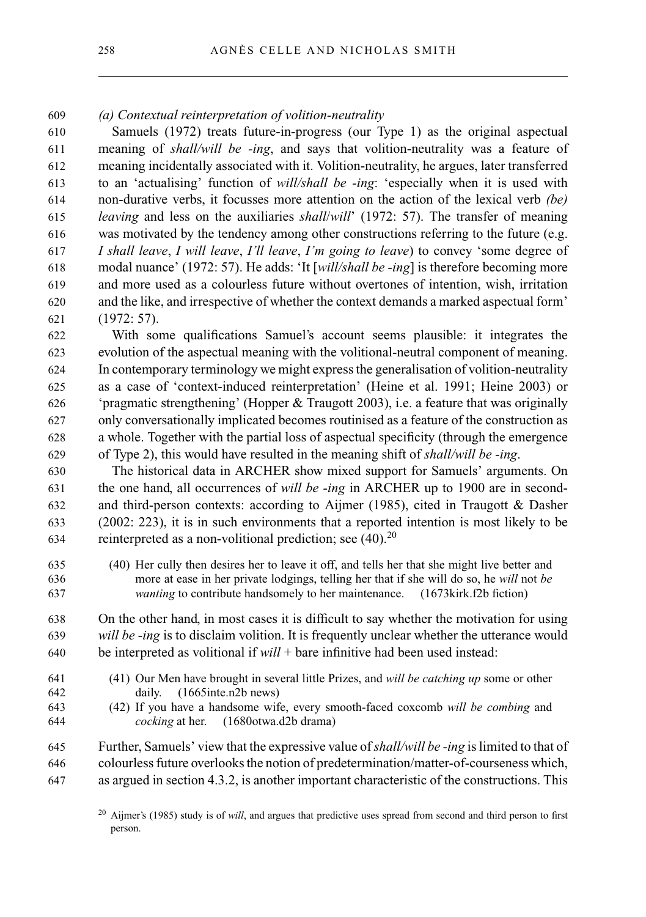*(a) Contextual reinterpretation of volition-neutrality*

Samuels (1972) treats future-in-progress (our Type 1) as the original aspectual meaning of *shall/will be -ing*, and says that volition-neutrality was a feature of meaning incidentally associated with it. Volition-neutrality, he argues, later transferred to an 'actualising' function of *will/shall be -ing*: 'especially when it is used with non-durative verbs, it focusses more attention on the action of the lexical verb *(be) leaving* and less on the auxiliaries *shall*/*will*' (1972: 57). The transfer of meaning was motivated by the tendency among other constructions referring to the future (e.g. *I shall leave*, *I will leave*, *I'll leave*, *I'm going to leave*) to convey 'some degree of modal nuance' (1972: 57). He adds: 'It [*will/shall be -ing*] is therefore becoming more and more used as a colourless future without overtones of intention, wish, irritation and the like, and irrespective of whether the context demands a marked aspectual form' (1972: 57).

With some qualifications Samuel's account seems plausible: it integrates the evolution of the aspectual meaning with the volitional-neutral component of meaning. In contemporary terminology we might express the generalisation of volition-neutrality as a case of 'context-induced reinterpretation' (Heine et al. 1991; Heine 2003) or 'pragmatic strengthening' (Hopper & Traugott 2003), i.e. a feature that was originally only conversationally implicated becomes routinised as a feature of the construction as a whole. Together with the partial loss of aspectual specificity (through the emergence of Type 2), this would have resulted in the meaning shift of *shall/will be -ing*.

The historical data in ARCHER show mixed support for Samuels' arguments. On the one hand, all occurrences of *will be -ing* in ARCHER up to 1900 are in second- and third-person contexts: according to Aijmer (1985), cited in Traugott & Dasher (2002: 223), it is in such environments that a reported intention is most likely to be reinterpreted as a non-volitional prediction; see (40).[20]

(40) Her cully then desires her to leave it off, and tells her that she might live better and more at ease in her private lodgings, telling her that if she will do so, he *will* not *be wanting* to contribute handsomely to her maintenance. (1673kirk.f2b fiction)

On the other hand, in most cases it is difficult to say whether the motivation for using *will be -ing* is to disclaim volition. It is frequently unclear whether the utterance would be interpreted as volitional if *will* + bare infinitive had been used instead:

(41) Our Men have brought in several little Prizes, and *will be catching up* some or other daily. (1665inte.n2b news)

(42) If you have a handsome wife, every smooth-faced coxcomb *will be combing* and *cocking* at her. (1680otwa.d2b drama)

Further, Samuels' view that the expressive value of *shall/will be -ing* is limited to that of colourless future overlooks the notion of predetermination/matter-of-courseness which, as argued in section 4.3.2, is another important characteristic of the constructions. This

[20] Aijmer's (1985) study is of *will*, and argues that predictive uses spread from second and third person to first person.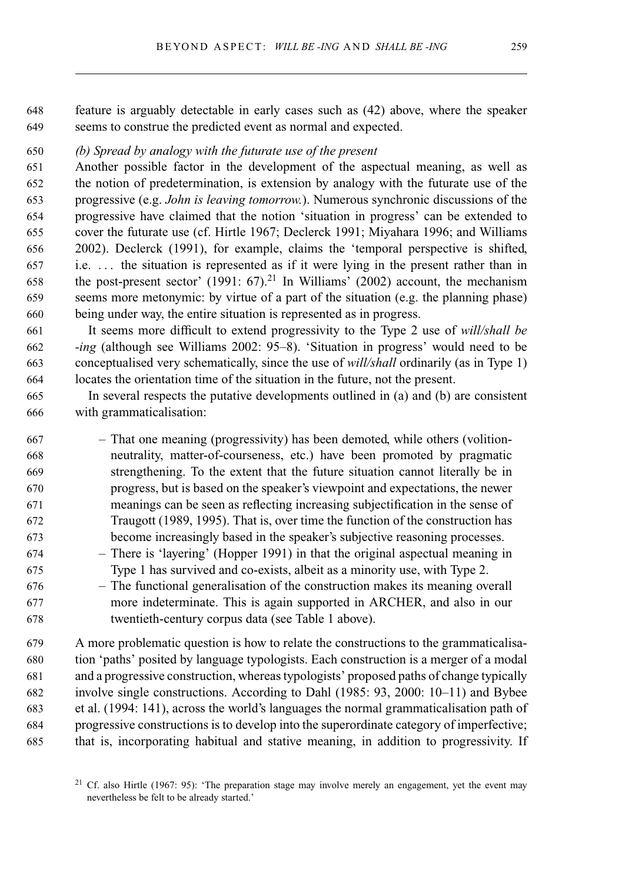feature is arguably detectable in early cases such as (42) above, where the speaker seems to construe the predicted event as normal and expected.

*(b) Spread by analogy with the futurate use of the present*

Another possible factor in the development of the aspectual meaning, as well as the notion of predetermination, is extension by analogy with the futurate use of the progressive (e.g. *John is leaving tomorrow.*). Numerous synchronic discussions of the progressive have claimed that the notion 'situation in progress' can be extended to cover the futurate use (cf. Hirtle 1967; Declerck 1991; Miyahara 1996; and Williams 2002). Declerck (1991), for example, claims the 'temporal perspective is shifted, i.e. ... the situation is represented as if it were lying in the present rather than in the post-present sector' (1991: 67).[21] In Williams' (2002) account, the mechanism seems more metonymic: by virtue of a part of the situation (e.g. the planning phase) being under way, the entire situation is represented as in progress.

It seems more difficult to extend progressivity to the Type 2 use of *will/shall be -ing* (although see Williams 2002: 95–8). 'Situation in progress' would need to be conceptualised very schematically, since the use of *will/shall* ordinarily (as in Type 1) locates the orientation time of the situation in the future, not the present.

In several respects the putative developments outlined in (a) and (b) are consistent with grammaticalisation:

- That one meaning (progressivity) has been demoted, while others (volition-neutrality, matter-of-courseness, etc.) have been promoted by pragmatic strengthening. To the extent that the future situation cannot literally be in progress, but is based on the speaker's viewpoint and expectations, the newer meanings can be seen as reflecting increasing subjectification in the sense of Traugott (1989, 1995). That is, over time the function of the construction has become increasingly based in the speaker's subjective reasoning processes.
- There is 'layering' (Hopper 1991) in that the original aspectual meaning in Type 1 has survived and co-exists, albeit as a minority use, with Type 2.
- The functional generalisation of the construction makes its meaning overall more indeterminate. This is again supported in ARCHER, and also in our twentieth-century corpus data (see Table 1 above).

A more problematic question is how to relate the constructions to the grammaticalisation 'paths' posited by language typologists. Each construction is a merger of a modal and a progressive construction, whereas typologists' proposed paths of change typically involve single constructions. According to Dahl (1985: 93, 2000: 10–11) and Bybee et al. (1994: 141), across the world's languages the normal grammaticalisation path of progressive constructions is to develop into the superordinate category of imperfective; that is, incorporating habitual and stative meaning, in addition to progressivity. If

[21] Cf. also Hirtle (1967: 95): 'The preparation stage may involve merely an engagement, yet the event may nevertheless be felt to be already started.'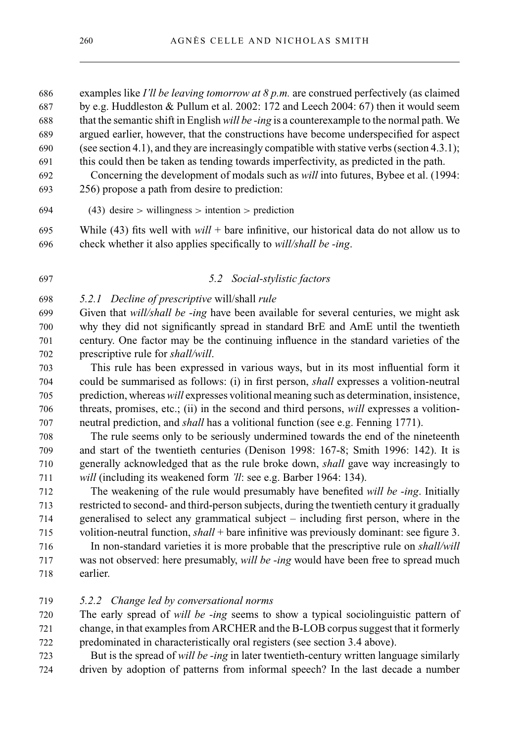examples like *I'll be leaving tomorrow at 8 p.m.* are construed perfectively (as claimed by e.g. Huddleston & Pullum et al. 2002: 172 and Leech 2004: 67) then it would seem that the semantic shift in English *will be -ing* is a counterexample to the normal path. We argued earlier, however, that the constructions have become underspecified for aspect (see section 4.1), and they are increasingly compatible with stative verbs (section 4.3.1); this could then be taken as tending towards imperfectivity, as predicted in the path.

Concerning the development of modals such as *will* into futures, Bybee et al. (1994: 256) propose a path from desire to prediction:

(43) desire > willingness > intention > prediction

While (43) fits well with *will* + bare infinitive, our historical data do not allow us to check whether it also applies specifically to *will/shall be -ing*.

## *5.2 Social-stylistic factors*

### *5.2.1 Decline of prescriptive* will/shall *rule*

Given that *will/shall be -ing* have been available for several centuries, we might ask why they did not significantly spread in standard BrE and AmE until the twentieth century. One factor may be the continuing influence in the standard varieties of the prescriptive rule for *shall/will*.

This rule has been expressed in various ways, but in its most influential form it could be summarised as follows: (i) in first person, *shall* expresses a volition-neutral prediction, whereas *will* expresses volitional meaning such as determination, insistence, threats, promises, etc.; (ii) in the second and third persons, *will* expresses a volition-neutral prediction, and *shall* has a volitional function (see e.g. Fenning 1771).

The rule seems only to be seriously undermined towards the end of the nineteenth and start of the twentieth centuries (Denison 1998: 167-8; Smith 1996: 142). It is generally acknowledged that as the rule broke down, *shall* gave way increasingly to *will* (including its weakened form *'ll*: see e.g. Barber 1964: 134).

The weakening of the rule would presumably have benefited *will be -ing*. Initially restricted to second- and third-person subjects, during the twentieth century it gradually generalised to select any grammatical subject – including first person, where in the volition-neutral function, *shall* + bare infinitive was previously dominant: see figure 3.

In non-standard varieties it is more probable that the prescriptive rule on *shall/will* was not observed: here presumably, *will be -ing* would have been free to spread much earlier.

### *5.2.2 Change led by conversational norms*

The early spread of *will be -ing* seems to show a typical sociolinguistic pattern of change, in that examples from ARCHER and the B-LOB corpus suggest that it formerly predominated in characteristically oral registers (see section 3.4 above).

But is the spread of *will be -ing* in later twentieth-century written language similarly driven by adoption of patterns from informal speech? In the last decade a number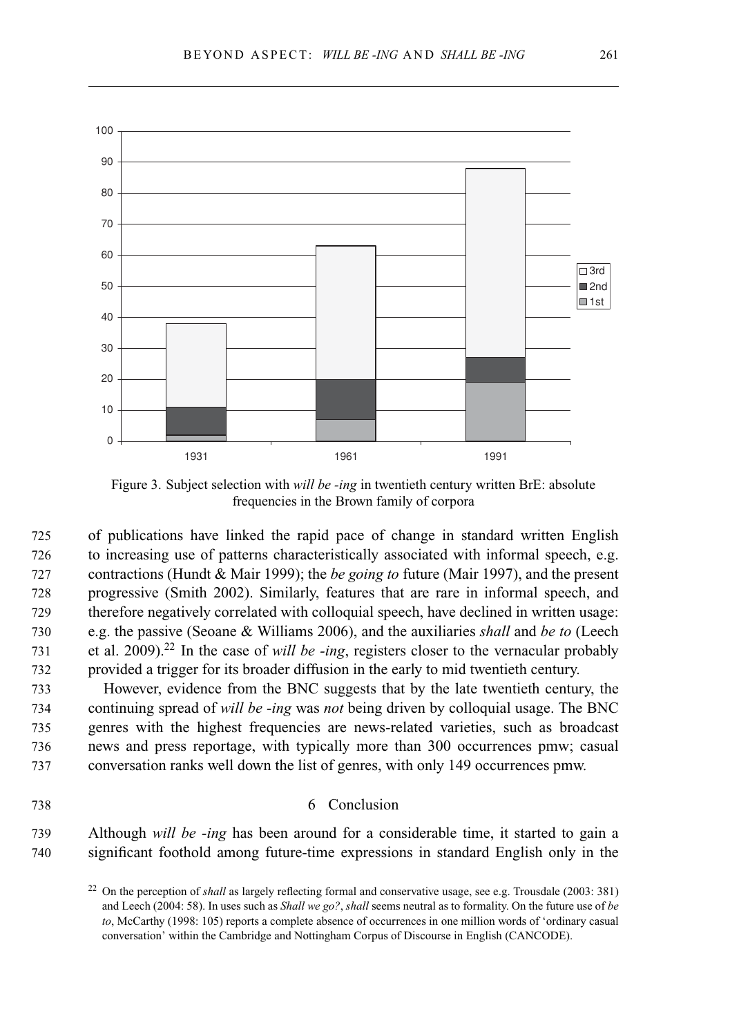Figure 3. Subject selection with *will be -ing* in twentieth century written BrE: absolute frequencies in the Brown family of corpora

of publications have linked the rapid pace of change in standard written English to increasing use of patterns characteristically associated with informal speech, e.g. contractions (Hundt & Mair 1999); the *be going to* future (Mair 1997), and the present progressive (Smith 2002). Similarly, features that are rare in informal speech, and therefore negatively correlated with colloquial speech, have declined in written usage: e.g. the passive (Seoane & Williams 2006), and the auxiliaries *shall* and *be to* (Leech et al. 2009).[22] In the case of *will be -ing*, registers closer to the vernacular probably provided a trigger for its broader diffusion in the early to mid twentieth century.

However, evidence from the BNC suggests that by the late twentieth century, the continuing spread of *will be -ing* was *not* being driven by colloquial usage. The BNC genres with the highest frequencies are news-related varieties, such as broadcast news and press reportage, with typically more than 300 occurrences pmw; casual conversation ranks well down the list of genres, with only 149 occurrences pmw.

## 6 Conclusion

Although *will be -ing* has been around for a considerable time, it started to gain a significant foothold among future-time expressions in standard English only in the

[22] On the perception of *shall* as largely reflecting formal and conservative usage, see e.g. Trousdale (2003: 381) and Leech (2004: 58). In uses such as *Shall we go?*, *shall* seems neutral as to formality. On the future use of *be to*, McCarthy (1998: 105) reports a complete absence of occurrences in one million words of 'ordinary casual conversation' within the Cambridge and Nottingham Corpus of Discourse in English (CANCODE).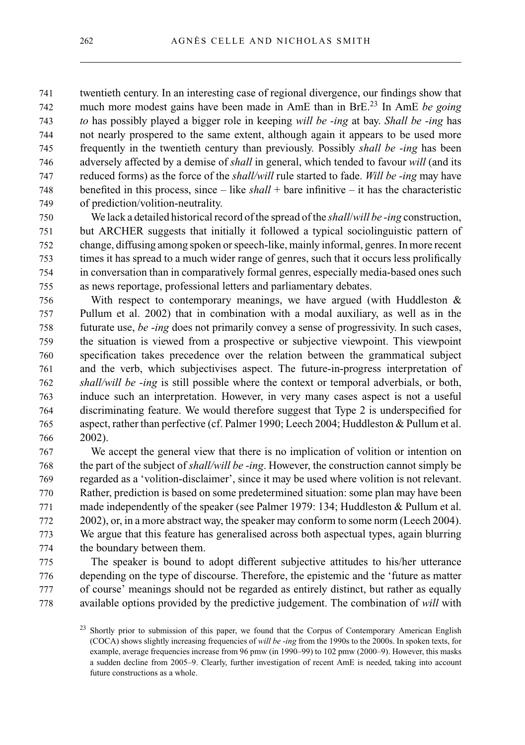twentieth century. In an interesting case of regional divergence, our findings show that much more modest gains have been made in AmE than in BrE.[23] In AmE *be going to* has possibly played a bigger role in keeping *will be -ing* at bay. *Shall be -ing* has not nearly prospered to the same extent, although again it appears to be used more frequently in the twentieth century than previously. Possibly *shall be -ing* has been adversely affected by a demise of *shall* in general, which tended to favour *will* (and its reduced forms) as the force of the *shall/will* rule started to fade. *Will be -ing* may have benefited in this process, since – like *shall* + bare infinitive – it has the characteristic of prediction/volition-neutrality.

We lack a detailed historical record of the spread of the *shall*/*will be -ing* construction, but ARCHER suggests that initially it followed a typical sociolinguistic pattern of change, diffusing among spoken or speech-like, mainly informal, genres. In more recent times it has spread to a much wider range of genres, such that it occurs less prolifically in conversation than in comparatively formal genres, especially media-based ones such as news reportage, professional letters and parliamentary debates.

With respect to contemporary meanings, we have argued (with Huddleston & Pullum et al. 2002) that in combination with a modal auxiliary, as well as in the futurate use, *be -ing* does not primarily convey a sense of progressivity. In such cases, the situation is viewed from a prospective or subjective viewpoint. This viewpoint specification takes precedence over the relation between the grammatical subject and the verb, which subjectivises aspect. The future-in-progress interpretation of *shall/will be -ing* is still possible where the context or temporal adverbials, or both, induce such an interpretation. However, in very many cases aspect is not a useful discriminating feature. We would therefore suggest that Type 2 is underspecified for aspect, rather than perfective (cf. Palmer 1990; Leech 2004; Huddleston & Pullum et al. 2002).

We accept the general view that there is no implication of volition or intention on the part of the subject of *shall/will be -ing*. However, the construction cannot simply be regarded as a 'volition-disclaimer', since it may be used where volition is not relevant. Rather, prediction is based on some predetermined situation: some plan may have been made independently of the speaker (see Palmer 1979: 134; Huddleston & Pullum et al. 2002), or, in a more abstract way, the speaker may conform to some norm (Leech 2004). We argue that this feature has generalised across both aspectual types, again blurring the boundary between them.

The speaker is bound to adopt different subjective attitudes to his/her utterance depending on the type of discourse. Therefore, the epistemic and the 'future as matter of course' meanings should not be regarded as entirely distinct, but rather as equally available options provided by the predictive judgement. The combination of *will* with

[23] Shortly prior to submission of this paper, we found that the Corpus of Contemporary American English (COCA) shows slightly increasing frequencies of *will be -ing* from the 1990s to the 2000s. In spoken texts, for example, average frequencies increase from 96 pmw (in 1990–99) to 102 pmw (2000–9). However, this masks a sudden decline from 2005–9. Clearly, further investigation of recent AmE is needed, taking into account future constructions as a whole.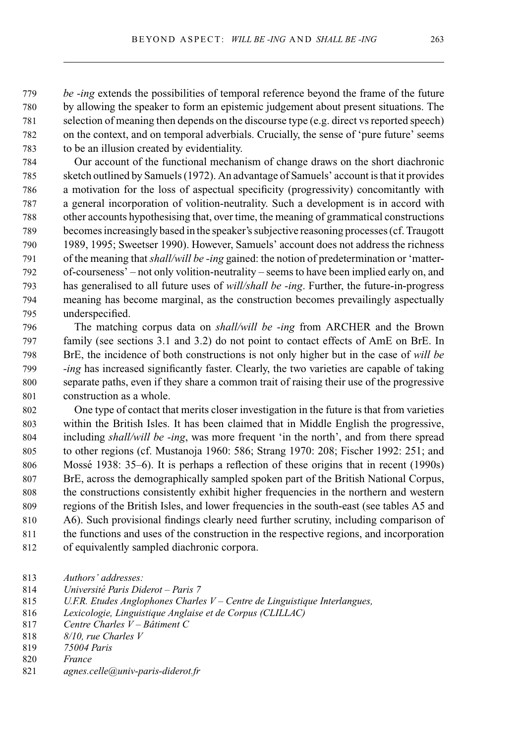*be -ing* extends the possibilities of temporal reference beyond the frame of the future by allowing the speaker to form an epistemic judgement about present situations. The selection of meaning then depends on the discourse type (e.g. direct vs reported speech) on the context, and on temporal adverbials. Crucially, the sense of 'pure future' seems to be an illusion created by evidentiality.

Our account of the functional mechanism of change draws on the short diachronic sketch outlined by Samuels (1972). An advantage of Samuels' account is that it provides a motivation for the loss of aspectual specificity (progressivity) concomitantly with a general incorporation of volition-neutrality. Such a development is in accord with other accounts hypothesising that, over time, the meaning of grammatical constructions becomes increasingly based in the speaker's subjective reasoning processes (cf. Traugott 1989, 1995; Sweetser 1990). However, Samuels' account does not address the richness of the meaning that *shall/will be -ing* gained: the notion of predetermination or 'matter-of-courseness' – not only volition-neutrality – seems to have been implied early on, and has generalised to all future uses of *will/shall be -ing*. Further, the future-in-progress meaning has become marginal, as the construction becomes prevailingly aspectually underspecified.

The matching corpus data on *shall/will be -ing* from ARCHER and the Brown family (see sections 3.1 and 3.2) do not point to contact effects of AmE on BrE. In BrE, the incidence of both constructions is not only higher but in the case of *will be -ing* has increased significantly faster. Clearly, the two varieties are capable of taking separate paths, even if they share a common trait of raising their use of the progressive construction as a whole.

One type of contact that merits closer investigation in the future is that from varieties within the British Isles. It has been claimed that in Middle English the progressive, including *shall/will be -ing*, was more frequent 'in the north', and from there spread to other regions (cf. Mustanoja 1960: 586; Strang 1970: 208; Fischer 1992: 251; and Mossé 1938: 35–6). It is perhaps a reflection of these origins that in recent (1990s) BrE, across the demographically sampled spoken part of the British National Corpus, the constructions consistently exhibit higher frequencies in the northern and western regions of the British Isles, and lower frequencies in the south-east (see tables A5 and A6). Such provisional findings clearly need further scrutiny, including comparison of the functions and uses of the construction in the respective regions, and incorporation of equivalently sampled diachronic corpora.

*Authors' addresses:*
*Université Paris Diderot – Paris 7*
*U.F.R. Etudes Anglophones Charles V – Centre de Linguistique Interlangues,*
*Lexicologie, Linguistique Anglaise et de Corpus (CLILLAC)*
*Centre Charles V – Bâtiment C*
*8/10, rue Charles V*
*75004 Paris*
*France*
*agnes.celle@univ-paris-diderot.fr*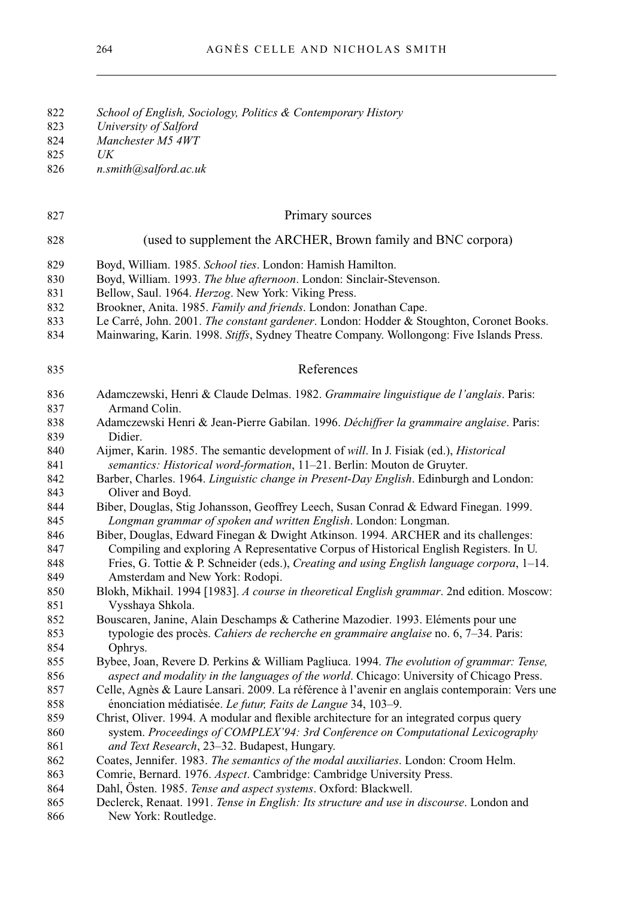*School of English, Sociology, Politics & Contemporary History*
*University of Salford*
*Manchester M5 4WT*
*UK*
*n.smith@salford.ac.uk*

## Primary sources

(used to supplement the ARCHER, Brown family and BNC corpora)

Boyd, William. 1985. *School ties*. London: Hamish Hamilton.
Boyd, William. 1993. *The blue afternoon*. London: Sinclair-Stevenson.
Bellow, Saul. 1964. *Herzog*. New York: Viking Press.
Brookner, Anita. 1985. *Family and friends*. London: Jonathan Cape.
Le Carré, John. 2001. *The constant gardener*. London: Hodder & Stoughton, Coronet Books.
Mainwaring, Karin. 1998. *Stiffs*, Sydney Theatre Company. Wollongong: Five Islands Press.

## References

Adamczewski, Henri & Claude Delmas. 1982. *Grammaire linguistique de l'anglais*. Paris: Armand Colin.

Adamczewski Henri & Jean-Pierre Gabilan. 1996. *Déchiffrer la grammaire anglaise*. Paris: Didier.

Aijmer, Karin. 1985. The semantic development of *will*. In J. Fisiak (ed.), *Historical semantics: Historical word-formation*, 11–21. Berlin: Mouton de Gruyter.

Barber, Charles. 1964. *Linguistic change in Present-Day English*. Edinburgh and London: Oliver and Boyd.

Biber, Douglas, Stig Johansson, Geoffrey Leech, Susan Conrad & Edward Finegan. 1999. *Longman grammar of spoken and written English*. London: Longman.

Biber, Douglas, Edward Finegan & Dwight Atkinson. 1994. ARCHER and its challenges: Compiling and exploring A Representative Corpus of Historical English Registers. In U. Fries, G. Tottie & P. Schneider (eds.), *Creating and using English language corpora*, 1–14. Amsterdam and New York: Rodopi.

Blokh, Mikhail. 1994 [1983]. *A course in theoretical English grammar*. 2nd edition. Moscow: Vysshaya Shkola.

Bouscaren, Janine, Alain Deschamps & Catherine Mazodier. 1993. Eléments pour une typologie des procès. *Cahiers de recherche en grammaire anglaise* no. 6, 7–34. Paris: Ophrys.

Bybee, Joan, Revere D. Perkins & William Pagliuca. 1994. *The evolution of grammar: Tense, aspect and modality in the languages of the world*. Chicago: University of Chicago Press.

Celle, Agnès & Laure Lansari. 2009. La référence à l'avenir en anglais contemporain: Vers une énonciation médiatisée. *Le futur, Faits de Langue* 34, 103–9.

Christ, Oliver. 1994. A modular and flexible architecture for an integrated corpus query system. *Proceedings of COMPLEX'94: 3rd Conference on Computational Lexicography and Text Research*, 23–32. Budapest, Hungary.

Coates, Jennifer. 1983. *The semantics of the modal auxiliaries*. London: Croom Helm.

Comrie, Bernard. 1976. *Aspect*. Cambridge: Cambridge University Press.

Dahl, Östen. 1985. *Tense and aspect systems*. Oxford: Blackwell.

Declerck, Renaat. 1991. *Tense in English: Its structure and use in discourse*. London and New York: Routledge.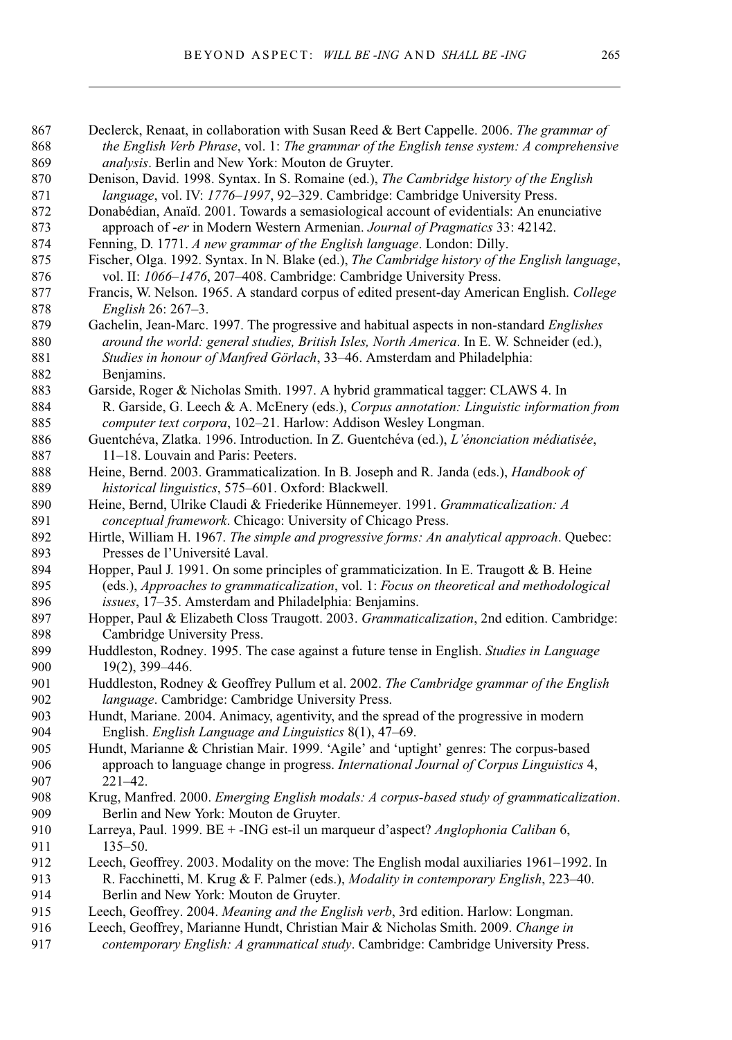Declerck, Renaat, in collaboration with Susan Reed & Bert Cappelle. 2006. *The grammar of the English Verb Phrase*, vol. 1: *The grammar of the English tense system: A comprehensive analysis*. Berlin and New York: Mouton de Gruyter.

Denison, David. 1998. Syntax. In S. Romaine (ed.), *The Cambridge history of the English language*, vol. IV: *1776–1997*, 92–329. Cambridge: Cambridge University Press.

Donabédian, Anaïd. 2001. Towards a semasiological account of evidentials: An enunciative approach of *-er* in Modern Western Armenian. *Journal of Pragmatics* 33: 42142.

Fenning, D. 1771. *A new grammar of the English language*. London: Dilly.

Fischer, Olga. 1992. Syntax. In N. Blake (ed.), *The Cambridge history of the English language*, vol. II: *1066–1476*, 207–408. Cambridge: Cambridge University Press.

Francis, W. Nelson. 1965. A standard corpus of edited present-day American English. *College English* 26: 267–3.

Gachelin, Jean-Marc. 1997. The progressive and habitual aspects in non-standard *Englishes around the world: general studies, British Isles, North America*. In E. W. Schneider (ed.), *Studies in honour of Manfred Görlach*, 33–46. Amsterdam and Philadelphia: Benjamins.

Garside, Roger & Nicholas Smith. 1997. A hybrid grammatical tagger: CLAWS 4. In R. Garside, G. Leech & A. McEnery (eds.), *Corpus annotation: Linguistic information from computer text corpora*, 102–21. Harlow: Addison Wesley Longman.

Guentchéva, Zlatka. 1996. Introduction. In Z. Guentchéva (ed.), *L'énonciation médiatisée*, 11–18. Louvain and Paris: Peeters.

Heine, Bernd. 2003. Grammaticalization. In B. Joseph and R. Janda (eds.), *Handbook of historical linguistics*, 575–601. Oxford: Blackwell.

Heine, Bernd, Ulrike Claudi & Friederike Hünnemeyer. 1991. *Grammaticalization: A conceptual framework*. Chicago: University of Chicago Press.

Hirtle, William H. 1967. *The simple and progressive forms: An analytical approach*. Quebec: Presses de l'Université Laval.

Hopper, Paul J. 1991. On some principles of grammaticization. In E. Traugott & B. Heine (eds.), *Approaches to grammaticalization*, vol. 1: *Focus on theoretical and methodological issues*, 17–35. Amsterdam and Philadelphia: Benjamins.

Hopper, Paul & Elizabeth Closs Traugott. 2003. *Grammaticalization*, 2nd edition. Cambridge: Cambridge University Press.

Huddleston, Rodney. 1995. The case against a future tense in English. *Studies in Language* 19(2), 399–446.

Huddleston, Rodney & Geoffrey Pullum et al. 2002. *The Cambridge grammar of the English language*. Cambridge: Cambridge University Press.

Hundt, Mariane. 2004. Animacy, agentivity, and the spread of the progressive in modern English. *English Language and Linguistics* 8(1), 47–69.

Hundt, Marianne & Christian Mair. 1999. 'Agile' and 'uptight' genres: The corpus-based approach to language change in progress. *International Journal of Corpus Linguistics* 4, 221–42.

Krug, Manfred. 2000. *Emerging English modals: A corpus-based study of grammaticalization*. Berlin and New York: Mouton de Gruyter.

Larreya, Paul. 1999. BE + -ING est-il un marqueur d'aspect? *Anglophonia Caliban* 6, 135–50.

Leech, Geoffrey. 2003. Modality on the move: The English modal auxiliaries 1961–1992. In R. Facchinetti, M. Krug & F. Palmer (eds.), *Modality in contemporary English*, 223–40. Berlin and New York: Mouton de Gruyter.

Leech, Geoffrey. 2004. *Meaning and the English verb*, 3rd edition. Harlow: Longman.

Leech, Geoffrey, Marianne Hundt, Christian Mair & Nicholas Smith. 2009. *Change in contemporary English: A grammatical study*. Cambridge: Cambridge University Press.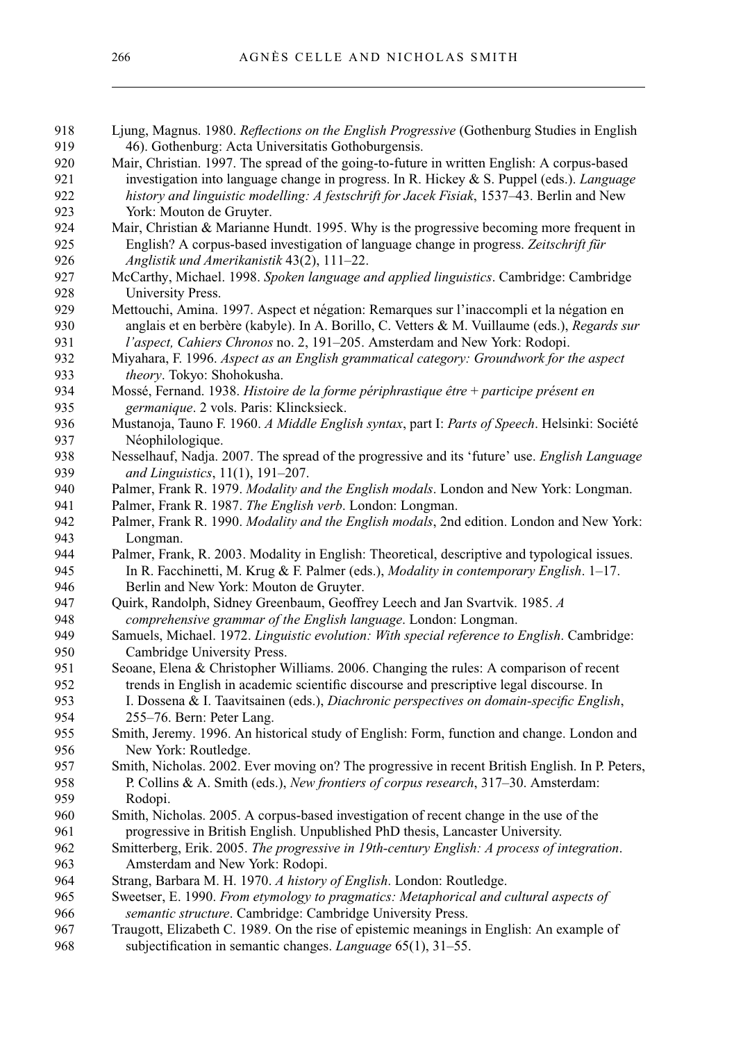Ljung, Magnus. 1980. *Reflections on the English Progressive* (Gothenburg Studies in English 46). Gothenburg: Acta Universitatis Gothoburgensis.

Mair, Christian. 1997. The spread of the going-to-future in written English: A corpus-based investigation into language change in progress. In R. Hickey & S. Puppel (eds.). *Language history and linguistic modelling: A festschrift for Jacek Fisiak*, 1537–43. Berlin and New York: Mouton de Gruyter.

Mair, Christian & Marianne Hundt. 1995. Why is the progressive becoming more frequent in English? A corpus-based investigation of language change in progress. *Zeitschrift für Anglistik und Amerikanistik* 43(2), 111–22.

McCarthy, Michael. 1998. *Spoken language and applied linguistics*. Cambridge: Cambridge University Press.

Mettouchi, Amina. 1997. Aspect et négation: Remarques sur l'inaccompli et la négation en anglais et en berbère (kabyle). In A. Borillo, C. Vetters & M. Vuillaume (eds.), *Regards sur l'aspect, Cahiers Chronos* no. 2, 191–205. Amsterdam and New York: Rodopi.

Miyahara, F. 1996. *Aspect as an English grammatical category: Groundwork for the aspect theory*. Tokyo: Shohokusha.

Mossé, Fernand. 1938. *Histoire de la forme périphrastique être + participe présent en germanique*. 2 vols. Paris: Klincksieck.

Mustanoja, Tauno F. 1960. *A Middle English syntax*, part I: *Parts of Speech*. Helsinki: Société Néophilologique.

Nesselhauf, Nadja. 2007. The spread of the progressive and its 'future' use. *English Language and Linguistics*, 11(1), 191–207.

Palmer, Frank R. 1979. *Modality and the English modals*. London and New York: Longman.

Palmer, Frank R. 1987. *The English verb*. London: Longman.

Palmer, Frank R. 1990. *Modality and the English modals*, 2nd edition. London and New York: Longman.

Palmer, Frank, R. 2003. Modality in English: Theoretical, descriptive and typological issues. In R. Facchinetti, M. Krug & F. Palmer (eds.), *Modality in contemporary English*. 1–17. Berlin and New York: Mouton de Gruyter.

Quirk, Randolph, Sidney Greenbaum, Geoffrey Leech and Jan Svartvik. 1985. *A comprehensive grammar of the English language*. London: Longman.

Samuels, Michael. 1972. *Linguistic evolution: With special reference to English*. Cambridge: Cambridge University Press.

Seoane, Elena & Christopher Williams. 2006. Changing the rules: A comparison of recent trends in English in academic scientific discourse and prescriptive legal discourse. In I. Dossena & I. Taavitsainen (eds.), *Diachronic perspectives on domain-specific English*, 255–76. Bern: Peter Lang.

Smith, Jeremy. 1996. An historical study of English: Form, function and change. London and New York: Routledge.

Smith, Nicholas. 2002. Ever moving on? The progressive in recent British English. In P. Peters, P. Collins & A. Smith (eds.), *New frontiers of corpus research*, 317–30. Amsterdam: Rodopi.

Smith, Nicholas. 2005. A corpus-based investigation of recent change in the use of the progressive in British English. Unpublished PhD thesis, Lancaster University.

Smitterberg, Erik. 2005. *The progressive in 19th-century English: A process of integration*. Amsterdam and New York: Rodopi.

Strang, Barbara M. H. 1970. *A history of English*. London: Routledge.

Sweetser, E. 1990. *From etymology to pragmatics: Metaphorical and cultural aspects of semantic structure*. Cambridge: Cambridge University Press.

Traugott, Elizabeth C. 1989. On the rise of epistemic meanings in English: An example of subjectification in semantic changes. *Language* 65(1), 31–55.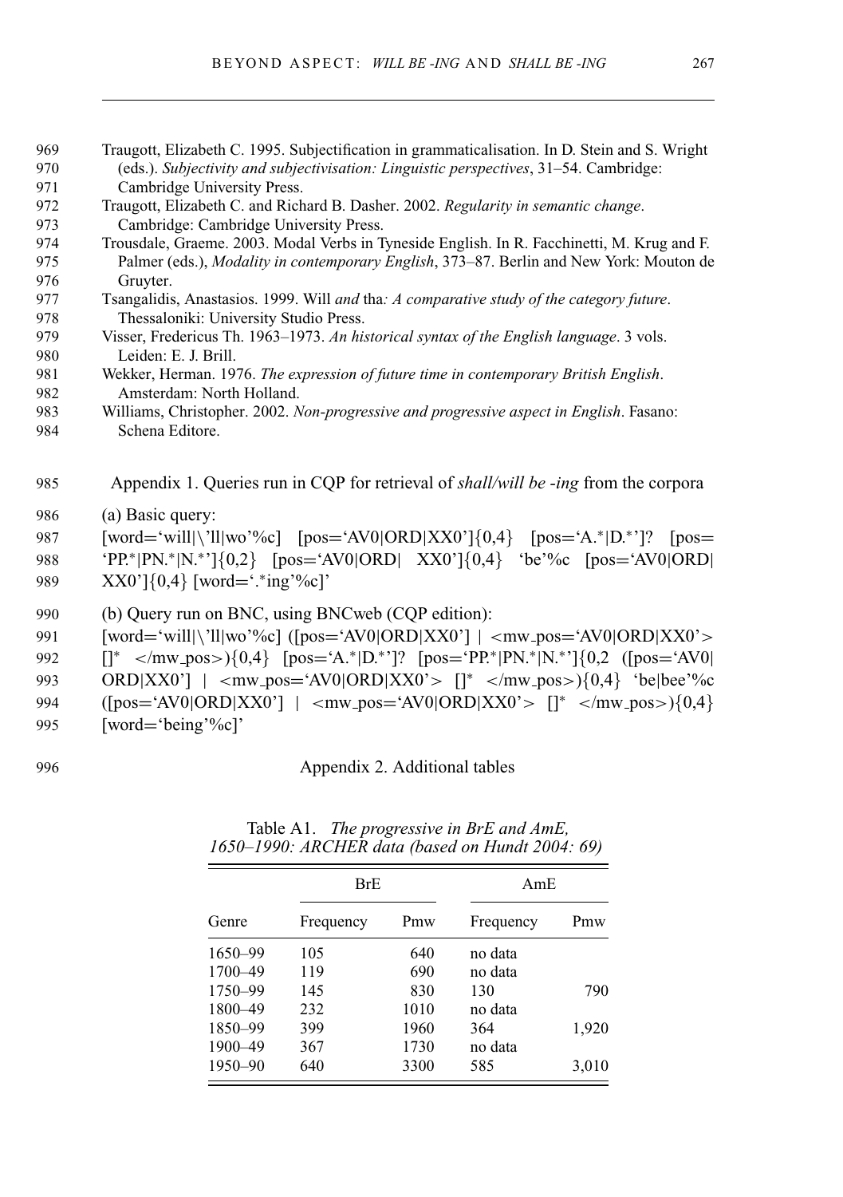Traugott, Elizabeth C. 1995. Subjectification in grammaticalisation. In D. Stein and S. Wright (eds.). *Subjectivity and subjectivisation: Linguistic perspectives*, 31–54. Cambridge: Cambridge University Press.

Traugott, Elizabeth C. and Richard B. Dasher. 2002. *Regularity in semantic change*. Cambridge: Cambridge University Press.

Trousdale, Graeme. 2003. Modal Verbs in Tyneside English. In R. Facchinetti, M. Krug and F. Palmer (eds.), *Modality in contemporary English*, 373–87. Berlin and New York: Mouton de Gruyter.

Tsangalidis, Anastasios. 1999. Will *and* tha*: A comparative study of the category future*. Thessaloniki: University Studio Press.

Visser, Fredericus Th. 1963–1973. *An historical syntax of the English language*. 3 vols. Leiden: E. J. Brill.

Wekker, Herman. 1976. *The expression of future time in contemporary British English*. Amsterdam: North Holland.

Williams, Christopher. 2002. *Non-progressive and progressive aspect in English*. Fasano: Schena Editore.

## Appendix 1. Queries run in CQP for retrieval of *shall/will be -ing* from the corpora

(a) Basic query:

[word='will|\'ll|wo'%c] [pos='AV0|ORD|XX0']{0,4} [pos='A.*|D.*']? [pos='PP.*|PN.*|N.*']{0,2} [pos='AV0|ORD| XX0']{0,4} 'be'%c [pos='AV0|ORD|XX0']{0,4} [word='.*ing'%c]'

(b) Query run on BNC, using BNCweb (CQP edition):

[word='will|\'ll|wo'%c] ([pos='AV0|ORD|XX0'] | <mw_pos='AV0|ORD|XX0'> []* </mw_pos>){0,4} [pos='A.*|D.*']? [pos='PP.*|PN.*|N.*']{0,2 ([pos='AV0|ORD|XX0'] | <mw_pos='AV0|ORD|XX0'> []* </mw_pos>){0,4} 'be|bee'%c ([pos='AV0|ORD|XX0'] | <mw_pos='AV0|ORD|XX0'> []* </mw_pos>){0,4} [word='being'%c]'

## Appendix 2. Additional tables

Table A1. *The progressive in BrE and AmE, 1650–1990: ARCHER data (based on Hundt 2004: 69)*

| | BrE | | AmE | |
|---|---|---|---|---|
| Genre | Frequency | Pmw | Frequency | Pmw |
| 1650–99 | 105 | 640 | no data | |
| 1700–49 | 119 | 690 | no data | |
| 1750–99 | 145 | 830 | 130 | 790 |
| 1800–49 | 232 | 1010 | no data | |
| 1850–99 | 399 | 1960 | 364 | 1,920 |
| 1900–49 | 367 | 1730 | no data | |
| 1950–90 | 640 | 3300 | 585 | 3,010 |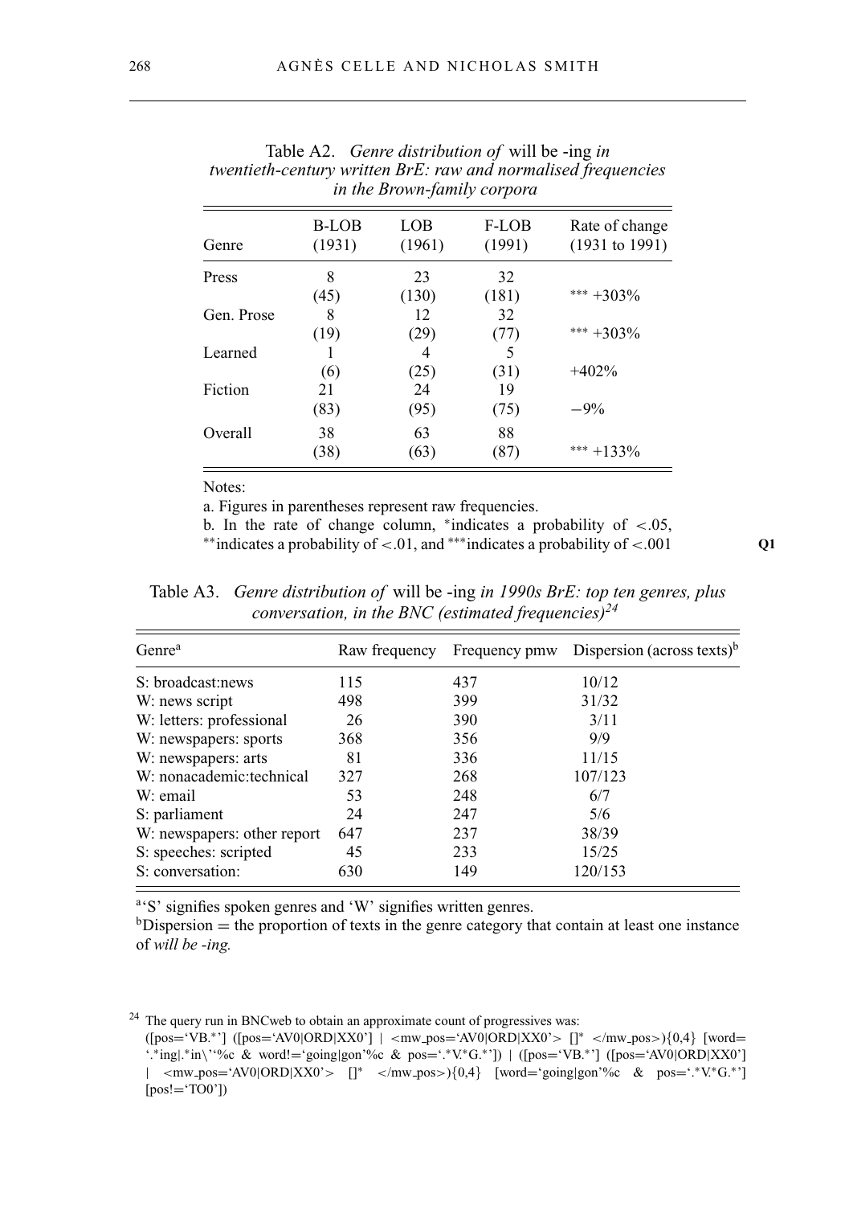Table A2. *Genre distribution of* will be -ing *in twentieth-century written BrE: raw and normalised frequencies in the Brown-family corpora*

| Genre | B-LOB (1931) | LOB (1961) | F-LOB (1991) | Rate of change (1931 to 1991) |
|---|---|---|---|---|
| Press | 8 | 23 | 32 | |
| | (45) | (130) | (181) | *** +303% |
| Gen. Prose | 8 | 12 | 32 | |
| | (19) | (29) | (77) | *** +303% |
| Learned | 1 | 4 | 5 | |
| | (6) | (25) | (31) | +402% |
| Fiction | 21 | 24 | 19 | |
| | (83) | (95) | (75) | −9% |
| Overall | 38 | 63 | 88 | |
| | (38) | (63) | (87) | *** +133% |

Notes:

a. Figures in parentheses represent raw frequencies.

b. In the rate of change column, *indicates a probability of <.05, **indicates a probability of <.01, and ***indicates a probability of <.001

Table A3. *Genre distribution of* will be -ing *in 1990s BrE: top ten genres, plus conversation, in the BNC (estimated frequencies)*[24]

| Genre[a] | Raw frequency | Frequency pmw | Dispersion (across texts)[b] |
|---|---|---|---|
| S: broadcast:news | 115 | 437 | 10/12 |
| W: news script | 498 | 399 | 31/32 |
| W: letters: professional | 26 | 390 | 3/11 |
| W: newspapers: sports | 368 | 356 | 9/9 |
| W: newspapers: arts | 81 | 336 | 11/15 |
| W: nonacademic:technical | 327 | 268 | 107/123 |
| W: email | 53 | 248 | 6/7 |
| S: parliament | 24 | 247 | 5/6 |
| W: newspapers: other report | 647 | 237 | 38/39 |
| S: speeches: scripted | 45 | 233 | 15/25 |
| S: conversation: | 630 | 149 | 120/153 |

[a]'S' signifies spoken genres and 'W' signifies written genres.

[b]Dispersion = the proportion of texts in the genre category that contain at least one instance of *will be -ing.*

[24] The query run in BNCweb to obtain an approximate count of progressives was:
([pos='VB.*'] ([pos='AV0|ORD|XX0'] | <mw_pos='AV0|ORD|XX0'> []* </mw_pos>){0,4} [word='.*ing|.*in\''%c & word!='going|gon'%c & pos='.*V.*G.*']) | ([pos='VB.*'] ([pos='AV0|ORD|XX0'] | <mw_pos='AV0|ORD|XX0'> []* </mw_pos>){0,4} [word='going|gon'%c & pos='.*V.*G.*'] [pos!='TO0'])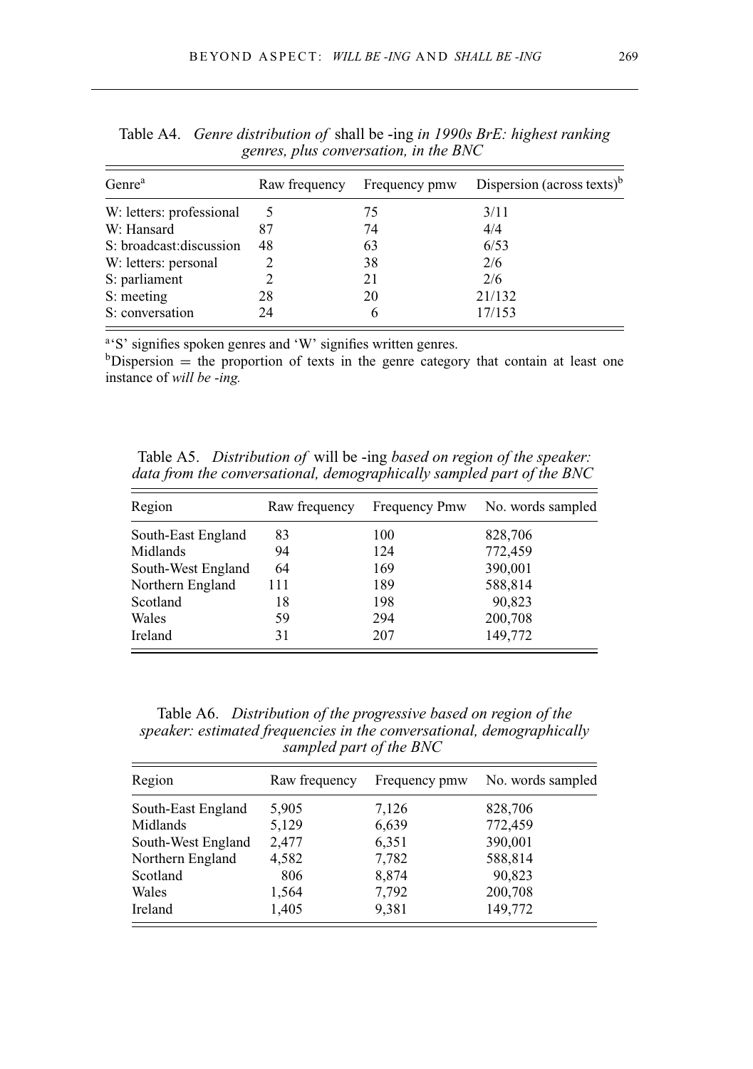Table A4. *Genre distribution of* shall be -ing *in 1990s BrE: highest ranking genres, plus conversation, in the BNC*

| Genre[a] | Raw frequency | Frequency pmw | Dispersion (across texts)[b] |
|---|---|---|---|
| W: letters: professional | 5 | 75 | 3/11 |
| W: Hansard | 87 | 74 | 4/4 |
| S: broadcast:discussion | 48 | 63 | 6/53 |
| W: letters: personal | 2 | 38 | 2/6 |
| S: parliament | 2 | 21 | 2/6 |
| S: meeting | 28 | 20 | 21/132 |
| S: conversation | 24 | 6 | 17/153 |

[a]'S' signifies spoken genres and 'W' signifies written genres.
[b]Dispersion = the proportion of texts in the genre category that contain at least one instance of *will be -ing.*

Table A5. *Distribution of* will be -ing *based on region of the speaker: data from the conversational, demographically sampled part of the BNC*

| Region | Raw frequency | Frequency Pmw | No. words sampled |
|---|---|---|---|
| South-East England | 83 | 100 | 828,706 |
| Midlands | 94 | 124 | 772,459 |
| South-West England | 64 | 169 | 390,001 |
| Northern England | 111 | 189 | 588,814 |
| Scotland | 18 | 198 | 90,823 |
| Wales | 59 | 294 | 200,708 |
| Ireland | 31 | 207 | 149,772 |

Table A6. *Distribution of the progressive based on region of the speaker: estimated frequencies in the conversational, demographically sampled part of the BNC*

| Region | Raw frequency | Frequency pmw | No. words sampled |
|---|---|---|---|
| South-East England | 5,905 | 7,126 | 828,706 |
| Midlands | 5,129 | 6,639 | 772,459 |
| South-West England | 2,477 | 6,351 | 390,001 |
| Northern England | 4,582 | 7,782 | 588,814 |
| Scotland | 806 | 8,874 | 90,823 |
| Wales | 1,564 | 7,792 | 200,708 |
| Ireland | 1,405 | 9,381 | 149,772 |